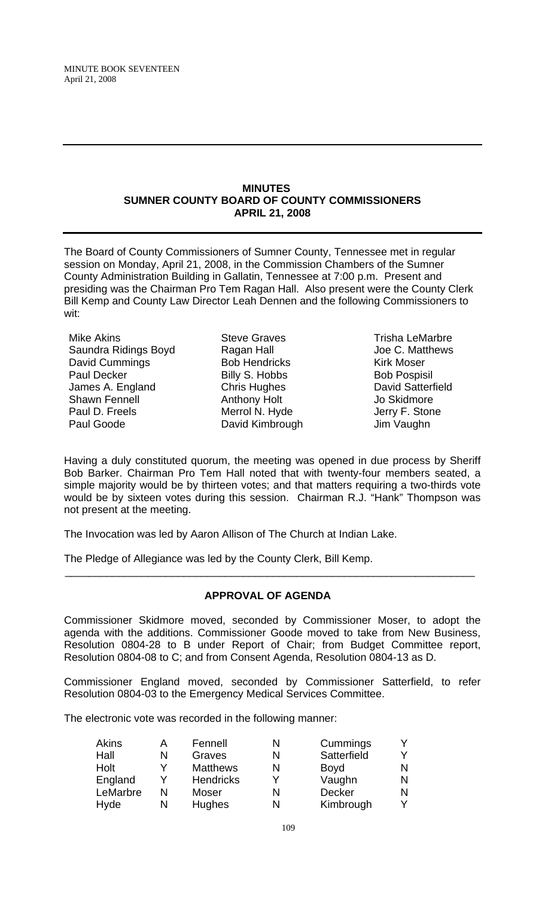MINUTE BOOK SEVENTEEN
April 21, 2008

## MINUTES
## SUMNER COUNTY BOARD OF COUNTY COMMISSIONERS
## APRIL 21, 2008

The Board of County Commissioners of Sumner County, Tennessee met in regular session on Monday, April 21, 2008, in the Commission Chambers of the Sumner County Administration Building in Gallatin, Tennessee at 7:00 p.m. Present and presiding was the Chairman Pro Tem Ragan Hall. Also present were the County Clerk Bill Kemp and County Law Director Leah Dennen and the following Commissioners to wit:

| | | |
|---|---|---|
| Mike Akins | Steve Graves | Trisha LeMarbre |
| Saundra Ridings Boyd | Ragan Hall | Joe C. Matthews |
| David Cummings | Bob Hendricks | Kirk Moser |
| Paul Decker | Billy S. Hobbs | Bob Pospisil |
| James A. England | Chris Hughes | David Satterfield |
| Shawn Fennell | Anthony Holt | Jo Skidmore |
| Paul D. Freels | Merrol N. Hyde | Jerry F. Stone |
| Paul Goode | David Kimbrough | Jim Vaughn |

Having a duly constituted quorum, the meeting was opened in due process by Sheriff Bob Barker. Chairman Pro Tem Hall noted that with twenty-four members seated, a simple majority would be by thirteen votes; and that matters requiring a two-thirds vote would be by sixteen votes during this session. Chairman R.J. "Hank" Thompson was not present at the meeting.

The Invocation was led by Aaron Allison of The Church at Indian Lake.

The Pledge of Allegiance was led by the County Clerk, Bill Kemp.

---

### APPROVAL OF AGENDA

Commissioner Skidmore moved, seconded by Commissioner Moser, to adopt the agenda with the additions. Commissioner Goode moved to take from New Business, Resolution 0804-28 to B under Report of Chair; from Budget Committee report, Resolution 0804-08 to C; and from Consent Agenda, Resolution 0804-13 as D.

Commissioner England moved, seconded by Commissioner Satterfield, to refer Resolution 0804-03 to the Emergency Medical Services Committee.

The electronic vote was recorded in the following manner:

| | | | | | |
|---|---|---|---|---|---|
| Akins | A | Fennell | N | Cummings | Y |
| Hall | N | Graves | N | Satterfield | Y |
| Holt | Y | Matthews | N | Boyd | N |
| England | Y | Hendricks | Y | Vaughn | N |
| LeMarbre | N | Moser | N | Decker | N |
| Hyde | N | Hughes | N | Kimbrough | Y |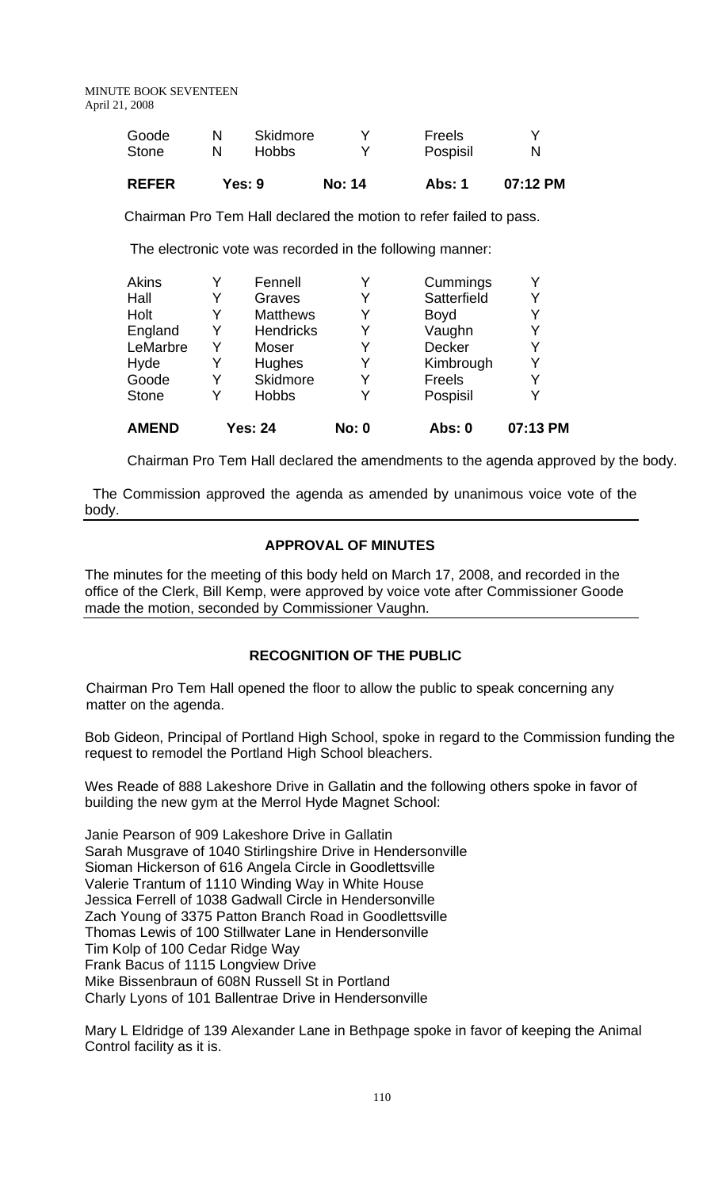| Goode | N | Skidmore | Y | Freels | Y |
|---|---|---|---|---|---|
| Stone | N | Hobbs | Y | Pospisil | N |
| **REFER** | **Yes: 9** | | **No: 14** | **Abs: 1** | **07:12 PM** |

Chairman Pro Tem Hall declared the motion to refer failed to pass.

The electronic vote was recorded in the following manner:

| Akins | Y | Fennell | Y | Cummings | Y |
|---|---|---|---|---|---|
| Hall | Y | Graves | Y | Satterfield | Y |
| Holt | Y | Matthews | Y | Boyd | Y |
| England | Y | Hendricks | Y | Vaughn | Y |
| LeMarbre | Y | Moser | Y | Decker | Y |
| Hyde | Y | Hughes | Y | Kimbrough | Y |
| Goode | Y | Skidmore | Y | Freels | Y |
| Stone | Y | Hobbs | Y | Pospisil | Y |
| **AMEND** | **Yes: 24** | | **No: 0** | **Abs: 0** | **07:13 PM** |

Chairman Pro Tem Hall declared the amendments to the agenda approved by the body.

The Commission approved the agenda as amended by unanimous voice vote of the body.

## APPROVAL OF MINUTES

The minutes for the meeting of this body held on March 17, 2008, and recorded in the office of the Clerk, Bill Kemp, were approved by voice vote after Commissioner Goode made the motion, seconded by Commissioner Vaughn.

## RECOGNITION OF THE PUBLIC

Chairman Pro Tem Hall opened the floor to allow the public to speak concerning any matter on the agenda.

Bob Gideon, Principal of Portland High School, spoke in regard to the Commission funding the request to remodel the Portland High School bleachers.

Wes Reade of 888 Lakeshore Drive in Gallatin and the following others spoke in favor of building the new gym at the Merrol Hyde Magnet School:

Janie Pearson of 909 Lakeshore Drive in Gallatin
Sarah Musgrave of 1040 Stirlingshire Drive in Hendersonville
Sioman Hickerson of 616 Angela Circle in Goodlettsville
Valerie Trantum of 1110 Winding Way in White House
Jessica Ferrell of 1038 Gadwall Circle in Hendersonville
Zach Young of 3375 Patton Branch Road in Goodlettsville
Thomas Lewis of 100 Stillwater Lane in Hendersonville
Tim Kolp of 100 Cedar Ridge Way
Frank Bacus of 1115 Longview Drive
Mike Bissenbraun of 608N Russell St in Portland
Charly Lyons of 101 Ballentrae Drive in Hendersonville

Mary L Eldridge of 139 Alexander Lane in Bethpage spoke in favor of keeping the Animal Control facility as it is.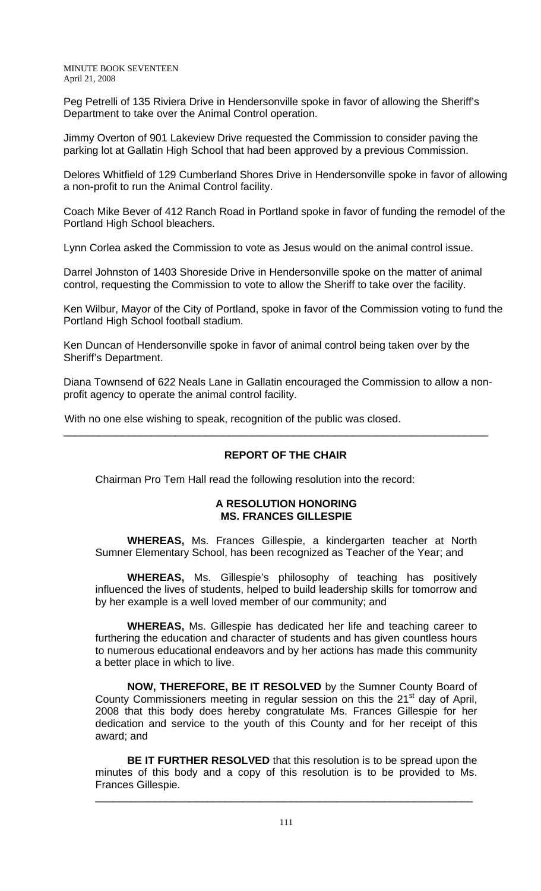Peg Petrelli of 135 Riviera Drive in Hendersonville spoke in favor of allowing the Sheriff's Department to take over the Animal Control operation.

Jimmy Overton of 901 Lakeview Drive requested the Commission to consider paving the parking lot at Gallatin High School that had been approved by a previous Commission.

Delores Whitfield of 129 Cumberland Shores Drive in Hendersonville spoke in favor of allowing a non-profit to run the Animal Control facility.

Coach Mike Bever of 412 Ranch Road in Portland spoke in favor of funding the remodel of the Portland High School bleachers.

Lynn Corlea asked the Commission to vote as Jesus would on the animal control issue.

Darrel Johnston of 1403 Shoreside Drive in Hendersonville spoke on the matter of animal control, requesting the Commission to vote to allow the Sheriff to take over the facility.

Ken Wilbur, Mayor of the City of Portland, spoke in favor of the Commission voting to fund the Portland High School football stadium.

Ken Duncan of Hendersonville spoke in favor of animal control being taken over by the Sheriff's Department.

Diana Townsend of 622 Neals Lane in Gallatin encouraged the Commission to allow a non-profit agency to operate the animal control facility.

With no one else wishing to speak, recognition of the public was closed.

---

## REPORT OF THE CHAIR

Chairman Pro Tem Hall read the following resolution into the record:

### A RESOLUTION HONORING MS. FRANCES GILLESPIE

**WHEREAS,** Ms. Frances Gillespie, a kindergarten teacher at North Sumner Elementary School, has been recognized as Teacher of the Year; and

**WHEREAS,** Ms. Gillespie's philosophy of teaching has positively influenced the lives of students, helped to build leadership skills for tomorrow and by her example is a well loved member of our community; and

**WHEREAS,** Ms. Gillespie has dedicated her life and teaching career to furthering the education and character of students and has given countless hours to numerous educational endeavors and by her actions has made this community a better place in which to live.

**NOW, THEREFORE, BE IT RESOLVED** by the Sumner County Board of County Commissioners meeting in regular session on this the 21st day of April, 2008 that this body does hereby congratulate Ms. Frances Gillespie for her dedication and service to the youth of this County and for her receipt of this award; and

**BE IT FURTHER RESOLVED** that this resolution is to be spread upon the minutes of this body and a copy of this resolution is to be provided to Ms. Frances Gillespie.

---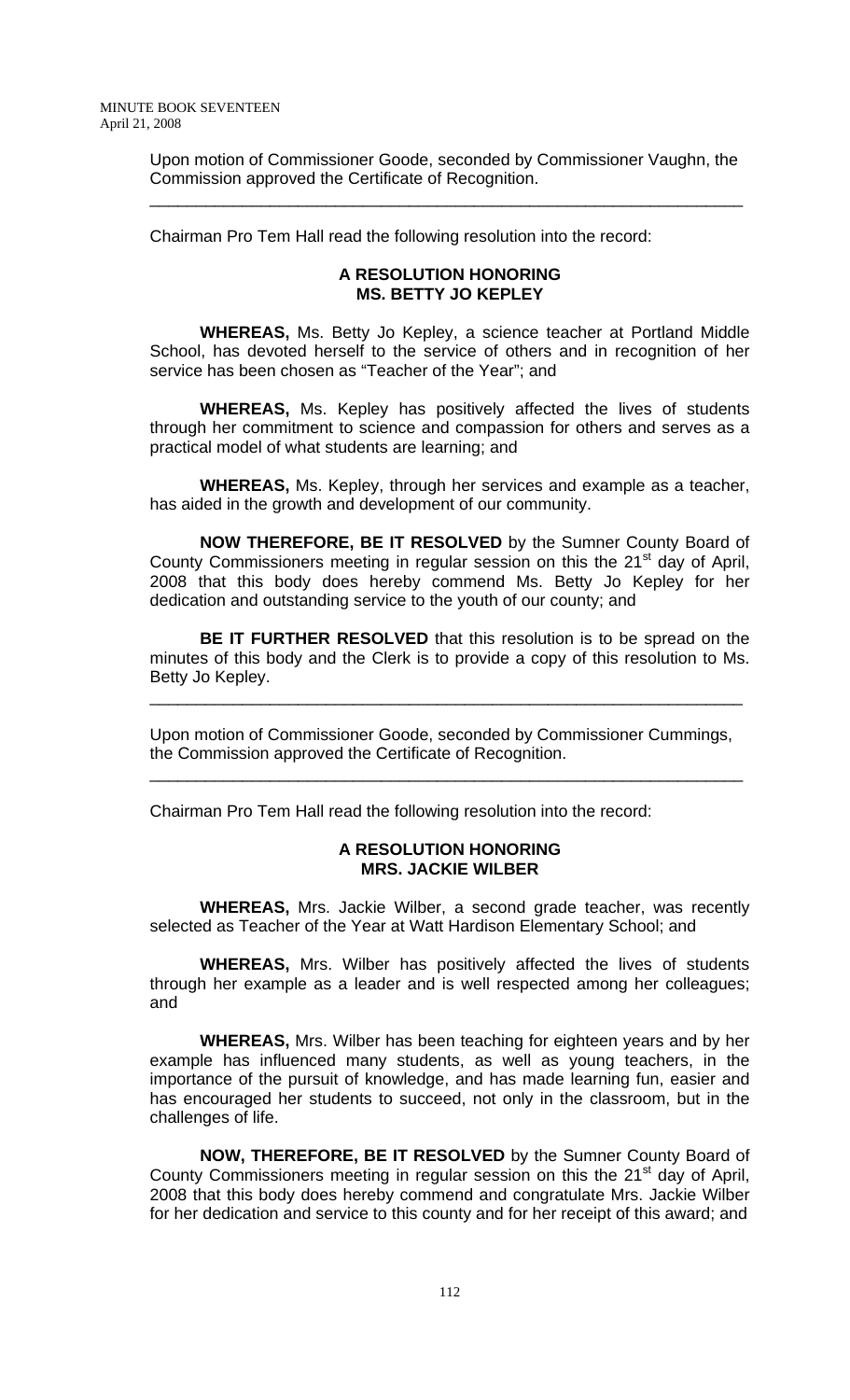Upon motion of Commissioner Goode, seconded by Commissioner Vaughn, the Commission approved the Certificate of Recognition.

---

Chairman Pro Tem Hall read the following resolution into the record:

**A RESOLUTION HONORING**
**MS. BETTY JO KEPLEY**

**WHEREAS,** Ms. Betty Jo Kepley, a science teacher at Portland Middle School, has devoted herself to the service of others and in recognition of her service has been chosen as "Teacher of the Year"; and

**WHEREAS,** Ms. Kepley has positively affected the lives of students through her commitment to science and compassion for others and serves as a practical model of what students are learning; and

**WHEREAS,** Ms. Kepley, through her services and example as a teacher, has aided in the growth and development of our community.

**NOW THEREFORE, BE IT RESOLVED** by the Sumner County Board of County Commissioners meeting in regular session on this the 21st day of April, 2008 that this body does hereby commend Ms. Betty Jo Kepley for her dedication and outstanding service to the youth of our county; and

**BE IT FURTHER RESOLVED** that this resolution is to be spread on the minutes of this body and the Clerk is to provide a copy of this resolution to Ms. Betty Jo Kepley.

---

Upon motion of Commissioner Goode, seconded by Commissioner Cummings, the Commission approved the Certificate of Recognition.

---

Chairman Pro Tem Hall read the following resolution into the record:

**A RESOLUTION HONORING**
**MRS. JACKIE WILBER**

**WHEREAS,** Mrs. Jackie Wilber, a second grade teacher, was recently selected as Teacher of the Year at Watt Hardison Elementary School; and

**WHEREAS,** Mrs. Wilber has positively affected the lives of students through her example as a leader and is well respected among her colleagues; and

**WHEREAS,** Mrs. Wilber has been teaching for eighteen years and by her example has influenced many students, as well as young teachers, in the importance of the pursuit of knowledge, and has made learning fun, easier and has encouraged her students to succeed, not only in the classroom, but in the challenges of life.

**NOW, THEREFORE, BE IT RESOLVED** by the Sumner County Board of County Commissioners meeting in regular session on this the 21st day of April, 2008 that this body does hereby commend and congratulate Mrs. Jackie Wilber for her dedication and service to this county and for her receipt of this award; and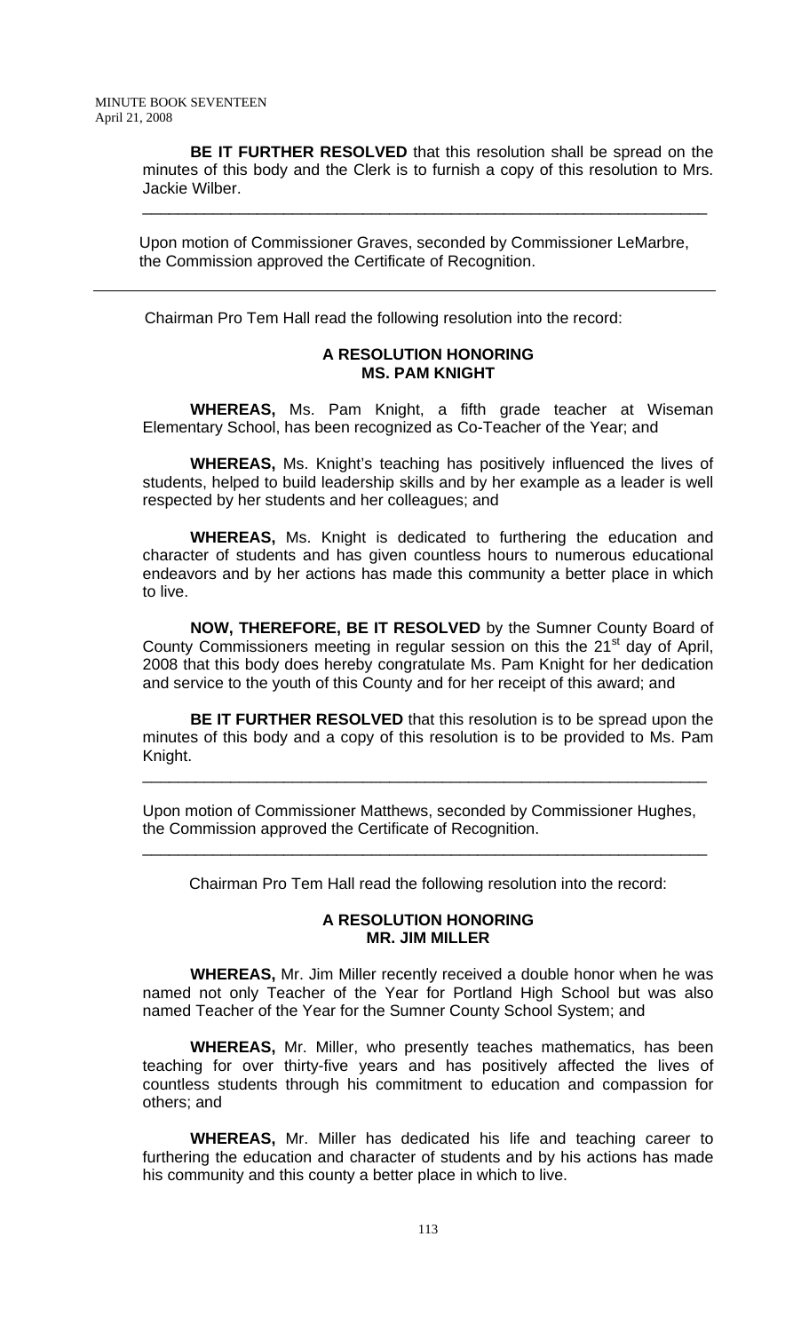**BE IT FURTHER RESOLVED** that this resolution shall be spread on the minutes of this body and the Clerk is to furnish a copy of this resolution to Mrs. Jackie Wilber.

---

Upon motion of Commissioner Graves, seconded by Commissioner LeMarbre, the Commission approved the Certificate of Recognition.

---

Chairman Pro Tem Hall read the following resolution into the record:

**A RESOLUTION HONORING**
**MS. PAM KNIGHT**

**WHEREAS,** Ms. Pam Knight, a fifth grade teacher at Wiseman Elementary School, has been recognized as Co-Teacher of the Year; and

**WHEREAS,** Ms. Knight's teaching has positively influenced the lives of students, helped to build leadership skills and by her example as a leader is well respected by her students and her colleagues; and

**WHEREAS,** Ms. Knight is dedicated to furthering the education and character of students and has given countless hours to numerous educational endeavors and by her actions has made this community a better place in which to live.

**NOW, THEREFORE, BE IT RESOLVED** by the Sumner County Board of County Commissioners meeting in regular session on this the 21st day of April, 2008 that this body does hereby congratulate Ms. Pam Knight for her dedication and service to the youth of this County and for her receipt of this award; and

**BE IT FURTHER RESOLVED** that this resolution is to be spread upon the minutes of this body and a copy of this resolution is to be provided to Ms. Pam Knight.

---

Upon motion of Commissioner Matthews, seconded by Commissioner Hughes, the Commission approved the Certificate of Recognition.

---

Chairman Pro Tem Hall read the following resolution into the record:

**A RESOLUTION HONORING**
**MR. JIM MILLER**

**WHEREAS,** Mr. Jim Miller recently received a double honor when he was named not only Teacher of the Year for Portland High School but was also named Teacher of the Year for the Sumner County School System; and

**WHEREAS,** Mr. Miller, who presently teaches mathematics, has been teaching for over thirty-five years and has positively affected the lives of countless students through his commitment to education and compassion for others; and

**WHEREAS,** Mr. Miller has dedicated his life and teaching career to furthering the education and character of students and by his actions has made his community and this county a better place in which to live.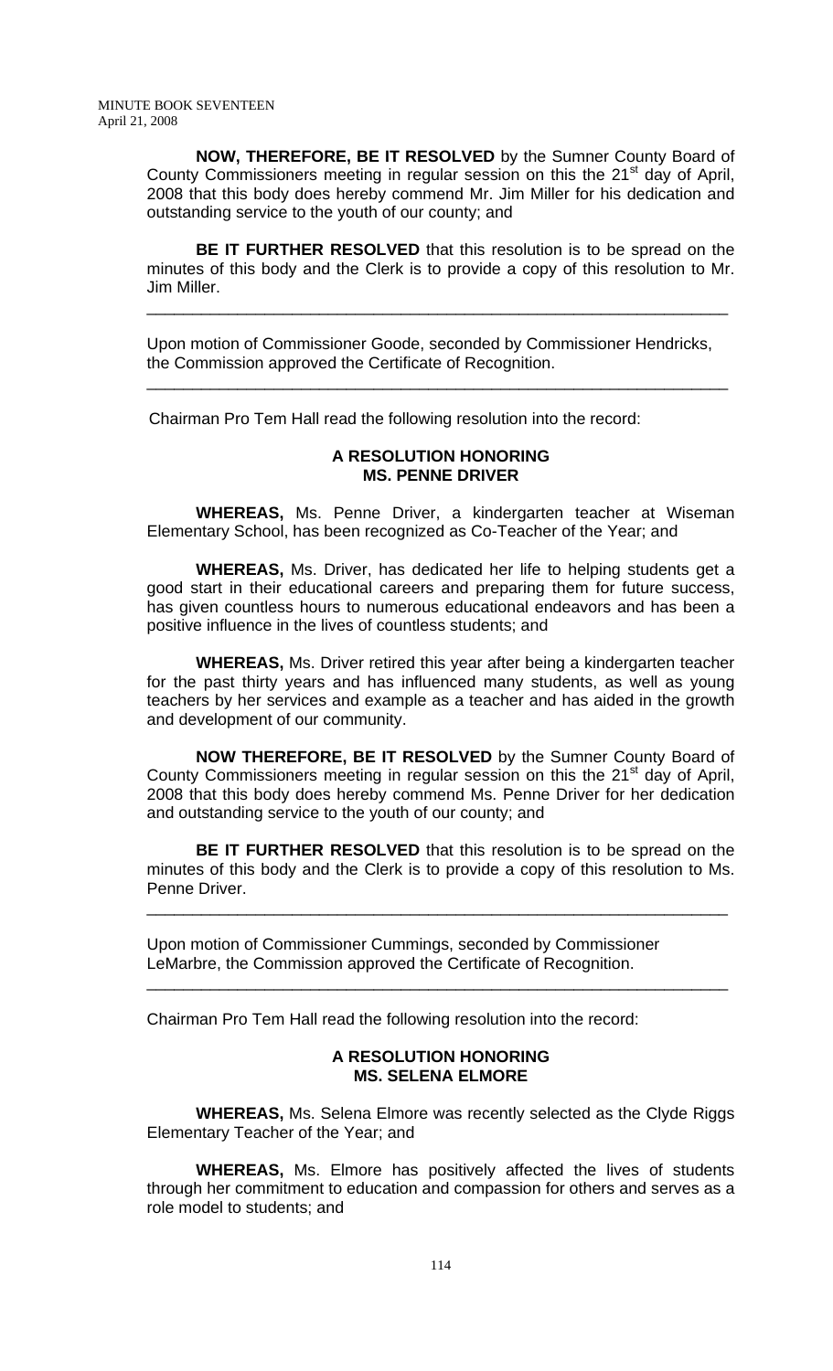**NOW, THEREFORE, BE IT RESOLVED** by the Sumner County Board of County Commissioners meeting in regular session on this the 21st day of April, 2008 that this body does hereby commend Mr. Jim Miller for his dedication and outstanding service to the youth of our county; and

**BE IT FURTHER RESOLVED** that this resolution is to be spread on the minutes of this body and the Clerk is to provide a copy of this resolution to Mr. Jim Miller.

---

Upon motion of Commissioner Goode, seconded by Commissioner Hendricks, the Commission approved the Certificate of Recognition.

---

Chairman Pro Tem Hall read the following resolution into the record:

**A RESOLUTION HONORING**
**MS. PENNE DRIVER**

**WHEREAS,** Ms. Penne Driver, a kindergarten teacher at Wiseman Elementary School, has been recognized as Co-Teacher of the Year; and

**WHEREAS,** Ms. Driver, has dedicated her life to helping students get a good start in their educational careers and preparing them for future success, has given countless hours to numerous educational endeavors and has been a positive influence in the lives of countless students; and

**WHEREAS,** Ms. Driver retired this year after being a kindergarten teacher for the past thirty years and has influenced many students, as well as young teachers by her services and example as a teacher and has aided in the growth and development of our community.

**NOW THEREFORE, BE IT RESOLVED** by the Sumner County Board of County Commissioners meeting in regular session on this the 21st day of April, 2008 that this body does hereby commend Ms. Penne Driver for her dedication and outstanding service to the youth of our county; and

**BE IT FURTHER RESOLVED** that this resolution is to be spread on the minutes of this body and the Clerk is to provide a copy of this resolution to Ms. Penne Driver.

---

Upon motion of Commissioner Cummings, seconded by Commissioner LeMarbre, the Commission approved the Certificate of Recognition.

---

Chairman Pro Tem Hall read the following resolution into the record:

**A RESOLUTION HONORING**
**MS. SELENA ELMORE**

**WHEREAS,** Ms. Selena Elmore was recently selected as the Clyde Riggs Elementary Teacher of the Year; and

**WHEREAS,** Ms. Elmore has positively affected the lives of students through her commitment to education and compassion for others and serves as a role model to students; and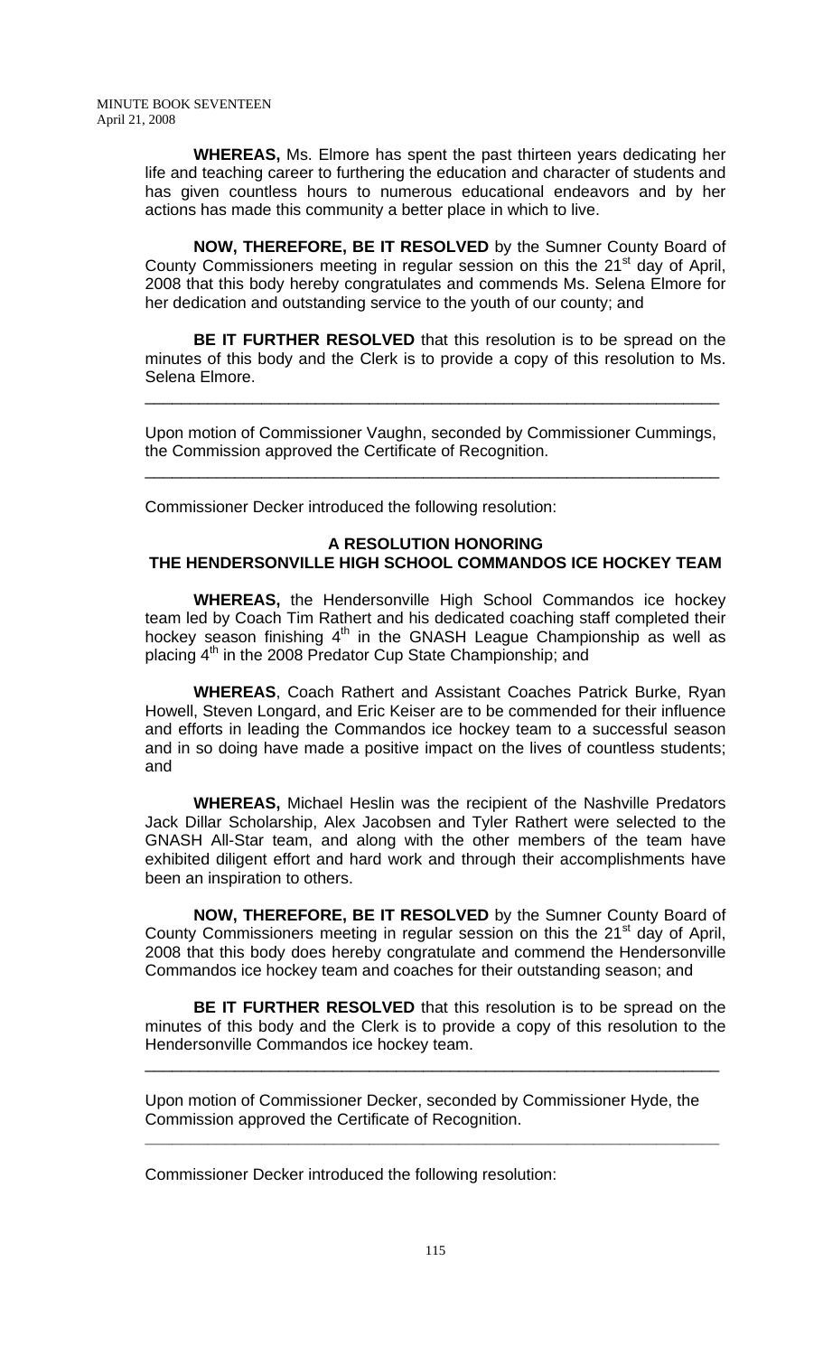**WHEREAS,** Ms. Elmore has spent the past thirteen years dedicating her life and teaching career to furthering the education and character of students and has given countless hours to numerous educational endeavors and by her actions has made this community a better place in which to live.

**NOW, THEREFORE, BE IT RESOLVED** by the Sumner County Board of County Commissioners meeting in regular session on this the 21st day of April, 2008 that this body hereby congratulates and commends Ms. Selena Elmore for her dedication and outstanding service to the youth of our county; and

**BE IT FURTHER RESOLVED** that this resolution is to be spread on the minutes of this body and the Clerk is to provide a copy of this resolution to Ms. Selena Elmore.

---

Upon motion of Commissioner Vaughn, seconded by Commissioner Cummings, the Commission approved the Certificate of Recognition.

---

Commissioner Decker introduced the following resolution:

**A RESOLUTION HONORING THE HENDERSONVILLE HIGH SCHOOL COMMANDOS ICE HOCKEY TEAM**

**WHEREAS,** the Hendersonville High School Commandos ice hockey team led by Coach Tim Rathert and his dedicated coaching staff completed their hockey season finishing 4th in the GNASH League Championship as well as placing 4th in the 2008 Predator Cup State Championship; and

**WHEREAS**, Coach Rathert and Assistant Coaches Patrick Burke, Ryan Howell, Steven Longard, and Eric Keiser are to be commended for their influence and efforts in leading the Commandos ice hockey team to a successful season and in so doing have made a positive impact on the lives of countless students; and

**WHEREAS,** Michael Heslin was the recipient of the Nashville Predators Jack Dillar Scholarship, Alex Jacobsen and Tyler Rathert were selected to the GNASH All-Star team, and along with the other members of the team have exhibited diligent effort and hard work and through their accomplishments have been an inspiration to others.

**NOW, THEREFORE, BE IT RESOLVED** by the Sumner County Board of County Commissioners meeting in regular session on this the 21st day of April, 2008 that this body does hereby congratulate and commend the Hendersonville Commandos ice hockey team and coaches for their outstanding season; and

**BE IT FURTHER RESOLVED** that this resolution is to be spread on the minutes of this body and the Clerk is to provide a copy of this resolution to the Hendersonville Commandos ice hockey team.

---

Upon motion of Commissioner Decker, seconded by Commissioner Hyde, the Commission approved the Certificate of Recognition.

---

Commissioner Decker introduced the following resolution: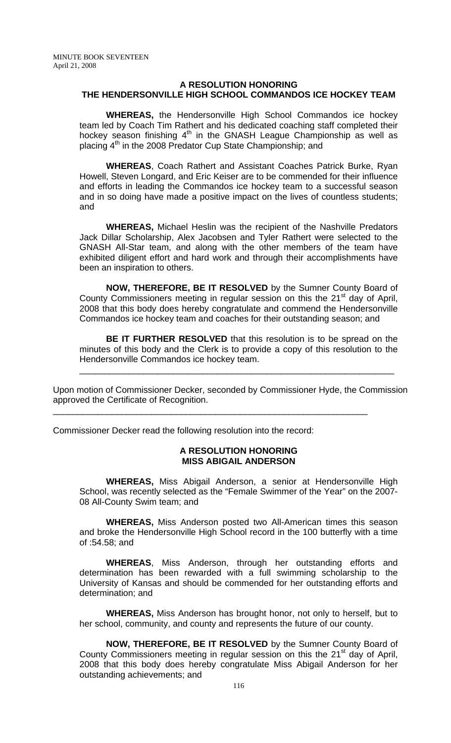**A RESOLUTION HONORING**
**THE HENDERSONVILLE HIGH SCHOOL COMMANDOS ICE HOCKEY TEAM**

**WHEREAS,** the Hendersonville High School Commandos ice hockey team led by Coach Tim Rathert and his dedicated coaching staff completed their hockey season finishing 4th in the GNASH League Championship as well as placing 4th in the 2008 Predator Cup State Championship; and

**WHEREAS**, Coach Rathert and Assistant Coaches Patrick Burke, Ryan Howell, Steven Longard, and Eric Keiser are to be commended for their influence and efforts in leading the Commandos ice hockey team to a successful season and in so doing have made a positive impact on the lives of countless students; and

**WHEREAS,** Michael Heslin was the recipient of the Nashville Predators Jack Dillar Scholarship, Alex Jacobsen and Tyler Rathert were selected to the GNASH All-Star team, and along with the other members of the team have exhibited diligent effort and hard work and through their accomplishments have been an inspiration to others.

**NOW, THEREFORE, BE IT RESOLVED** by the Sumner County Board of County Commissioners meeting in regular session on this the 21st day of April, 2008 that this body does hereby congratulate and commend the Hendersonville Commandos ice hockey team and coaches for their outstanding season; and

**BE IT FURTHER RESOLVED** that this resolution is to be spread on the minutes of this body and the Clerk is to provide a copy of this resolution to the Hendersonville Commandos ice hockey team.

---

Upon motion of Commissioner Decker, seconded by Commissioner Hyde, the Commission approved the Certificate of Recognition.

---

Commissioner Decker read the following resolution into the record:

**A RESOLUTION HONORING**
**MISS ABIGAIL ANDERSON**

**WHEREAS,** Miss Abigail Anderson, a senior at Hendersonville High School, was recently selected as the "Female Swimmer of the Year" on the 2007-08 All-County Swim team; and

**WHEREAS,** Miss Anderson posted two All-American times this season and broke the Hendersonville High School record in the 100 butterfly with a time of :54.58; and

**WHEREAS**, Miss Anderson, through her outstanding efforts and determination has been rewarded with a full swimming scholarship to the University of Kansas and should be commended for her outstanding efforts and determination; and

**WHEREAS,** Miss Anderson has brought honor, not only to herself, but to her school, community, and county and represents the future of our county.

**NOW, THEREFORE, BE IT RESOLVED** by the Sumner County Board of County Commissioners meeting in regular session on this the 21st day of April, 2008 that this body does hereby congratulate Miss Abigail Anderson for her outstanding achievements; and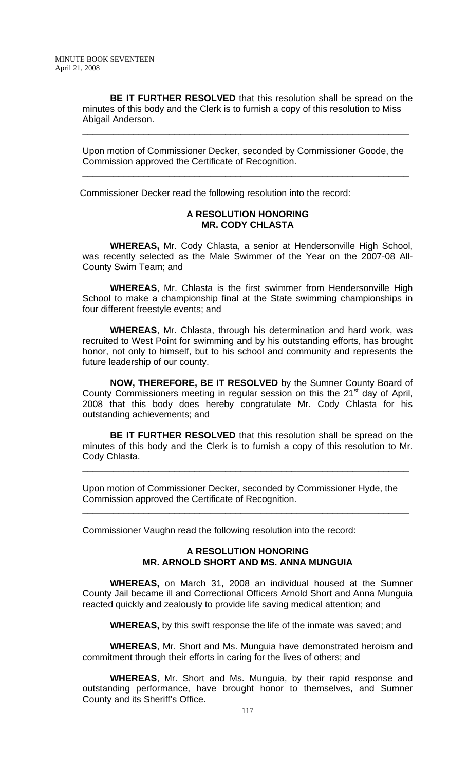**BE IT FURTHER RESOLVED** that this resolution shall be spread on the minutes of this body and the Clerk is to furnish a copy of this resolution to Miss Abigail Anderson.

---

Upon motion of Commissioner Decker, seconded by Commissioner Goode, the Commission approved the Certificate of Recognition.

---

Commissioner Decker read the following resolution into the record:

**A RESOLUTION HONORING**
**MR. CODY CHLASTA**

**WHEREAS,** Mr. Cody Chlasta, a senior at Hendersonville High School, was recently selected as the Male Swimmer of the Year on the 2007-08 All-County Swim Team; and

**WHEREAS**, Mr. Chlasta is the first swimmer from Hendersonville High School to make a championship final at the State swimming championships in four different freestyle events; and

**WHEREAS**, Mr. Chlasta, through his determination and hard work, was recruited to West Point for swimming and by his outstanding efforts, has brought honor, not only to himself, but to his school and community and represents the future leadership of our county.

**NOW, THEREFORE, BE IT RESOLVED** by the Sumner County Board of County Commissioners meeting in regular session on this the 21st day of April, 2008 that this body does hereby congratulate Mr. Cody Chlasta for his outstanding achievements; and

**BE IT FURTHER RESOLVED** that this resolution shall be spread on the minutes of this body and the Clerk is to furnish a copy of this resolution to Mr. Cody Chlasta.

---

Upon motion of Commissioner Decker, seconded by Commissioner Hyde, the Commission approved the Certificate of Recognition.

---

Commissioner Vaughn read the following resolution into the record:

**A RESOLUTION HONORING**
**MR. ARNOLD SHORT AND MS. ANNA MUNGUIA**

**WHEREAS,** on March 31, 2008 an individual housed at the Sumner County Jail became ill and Correctional Officers Arnold Short and Anna Munguia reacted quickly and zealously to provide life saving medical attention; and

**WHEREAS,** by this swift response the life of the inmate was saved; and

**WHEREAS**, Mr. Short and Ms. Munguia have demonstrated heroism and commitment through their efforts in caring for the lives of others; and

**WHEREAS**, Mr. Short and Ms. Munguia, by their rapid response and outstanding performance, have brought honor to themselves, and Sumner County and its Sheriff's Office.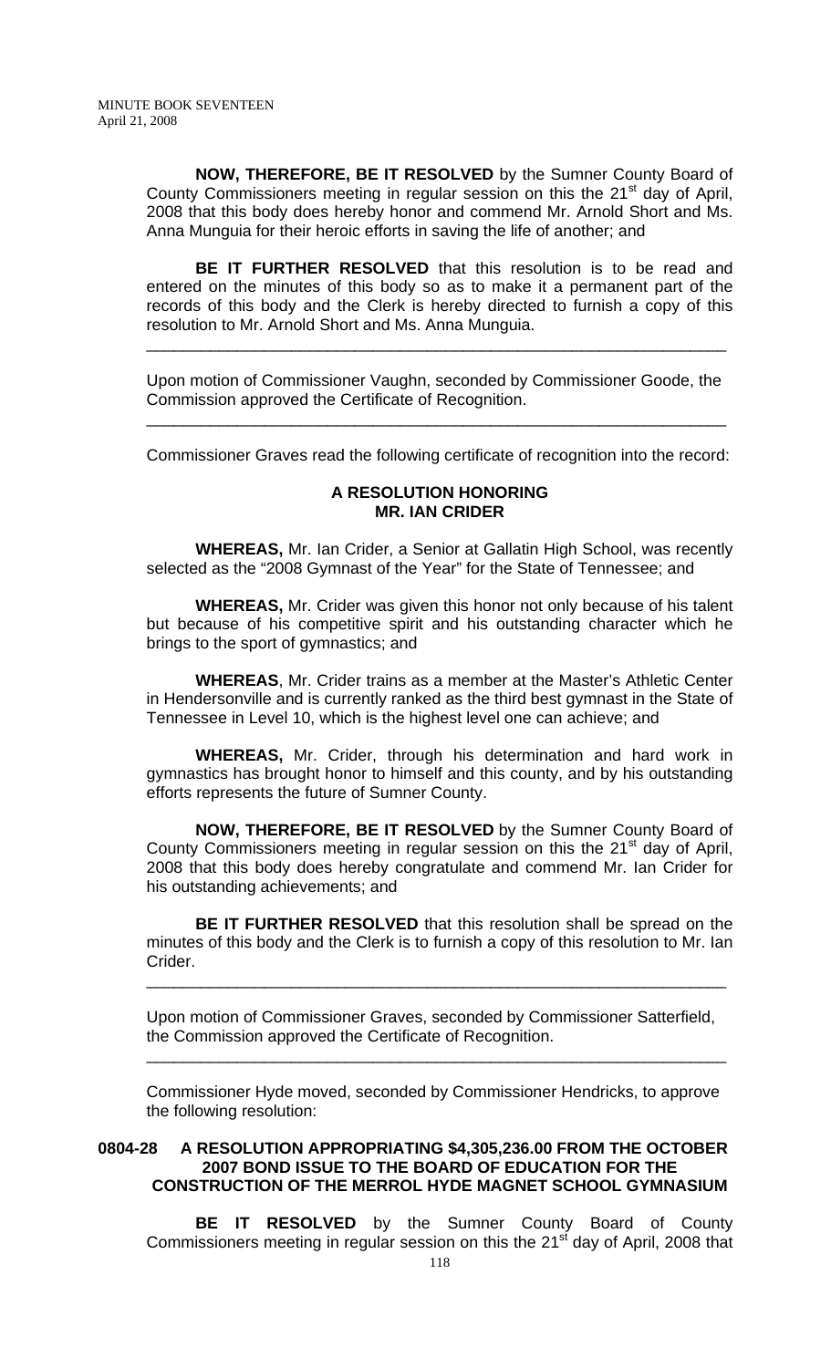**NOW, THEREFORE, BE IT RESOLVED** by the Sumner County Board of County Commissioners meeting in regular session on this the 21st day of April, 2008 that this body does hereby honor and commend Mr. Arnold Short and Ms. Anna Munguia for their heroic efforts in saving the life of another; and

**BE IT FURTHER RESOLVED** that this resolution is to be read and entered on the minutes of this body so as to make it a permanent part of the records of this body and the Clerk is hereby directed to furnish a copy of this resolution to Mr. Arnold Short and Ms. Anna Munguia.

---

Upon motion of Commissioner Vaughn, seconded by Commissioner Goode, the Commission approved the Certificate of Recognition.

---

Commissioner Graves read the following certificate of recognition into the record:

**A RESOLUTION HONORING**
**MR. IAN CRIDER**

**WHEREAS,** Mr. Ian Crider, a Senior at Gallatin High School, was recently selected as the "2008 Gymnast of the Year" for the State of Tennessee; and

**WHEREAS,** Mr. Crider was given this honor not only because of his talent but because of his competitive spirit and his outstanding character which he brings to the sport of gymnastics; and

**WHEREAS**, Mr. Crider trains as a member at the Master's Athletic Center in Hendersonville and is currently ranked as the third best gymnast in the State of Tennessee in Level 10, which is the highest level one can achieve; and

**WHEREAS,** Mr. Crider, through his determination and hard work in gymnastics has brought honor to himself and this county, and by his outstanding efforts represents the future of Sumner County.

**NOW, THEREFORE, BE IT RESOLVED** by the Sumner County Board of County Commissioners meeting in regular session on this the 21st day of April, 2008 that this body does hereby congratulate and commend Mr. Ian Crider for his outstanding achievements; and

**BE IT FURTHER RESOLVED** that this resolution shall be spread on the minutes of this body and the Clerk is to furnish a copy of this resolution to Mr. Ian Crider.

---

Upon motion of Commissioner Graves, seconded by Commissioner Satterfield, the Commission approved the Certificate of Recognition.

---

Commissioner Hyde moved, seconded by Commissioner Hendricks, to approve the following resolution:

**0804-28 A RESOLUTION APPROPRIATING $4,305,236.00 FROM THE OCTOBER 2007 BOND ISSUE TO THE BOARD OF EDUCATION FOR THE CONSTRUCTION OF THE MERROL HYDE MAGNET SCHOOL GYMNASIUM**

**BE IT RESOLVED** by the Sumner County Board of County Commissioners meeting in regular session on this the 21st day of April, 2008 that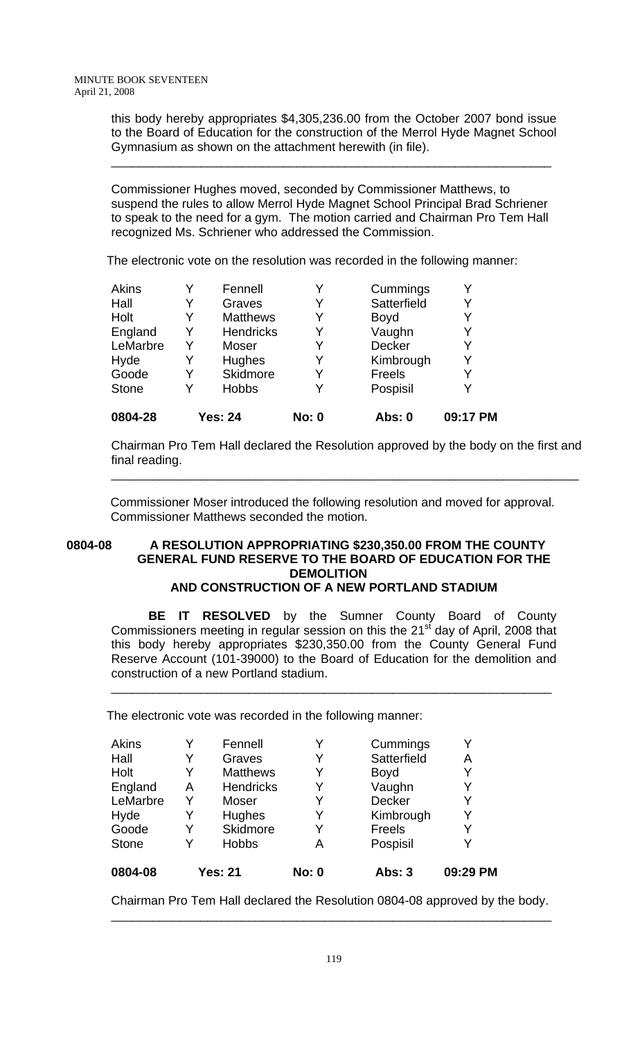this body hereby appropriates $4,305,236.00 from the October 2007 bond issue to the Board of Education for the construction of the Merrol Hyde Magnet School Gymnasium as shown on the attachment herewith (in file).

---

Commissioner Hughes moved, seconded by Commissioner Matthews, to suspend the rules to allow Merrol Hyde Magnet School Principal Brad Schriener to speak to the need for a gym. The motion carried and Chairman Pro Tem Hall recognized Ms. Schriener who addressed the Commission.

The electronic vote on the resolution was recorded in the following manner:

| | | | | | |
|---|---|---|---|---|---|
| Akins | Y | Fennell | Y | Cummings | Y |
| Hall | Y | Graves | Y | Satterfield | Y |
| Holt | Y | Matthews | Y | Boyd | Y |
| England | Y | Hendricks | Y | Vaughn | Y |
| LeMarbre | Y | Moser | Y | Decker | Y |
| Hyde | Y | Hughes | Y | Kimbrough | Y |
| Goode | Y | Skidmore | Y | Freels | Y |
| Stone | Y | Hobbs | Y | Pospisil | Y |
| **0804-28** | | **Yes: 24** | **No: 0** | **Abs: 0** | **09:17 PM** |

Chairman Pro Tem Hall declared the Resolution approved by the body on the first and final reading.

---

Commissioner Moser introduced the following resolution and moved for approval. Commissioner Matthews seconded the motion.

**0804-08 A RESOLUTION APPROPRIATING $230,350.00 FROM THE COUNTY GENERAL FUND RESERVE TO THE BOARD OF EDUCATION FOR THE DEMOLITION AND CONSTRUCTION OF A NEW PORTLAND STADIUM**

**BE IT RESOLVED** by the Sumner County Board of County Commissioners meeting in regular session on this the 21st day of April, 2008 that this body hereby appropriates $230,350.00 from the County General Fund Reserve Account (101-39000) to the Board of Education for the demolition and construction of a new Portland stadium.

---

The electronic vote was recorded in the following manner:

| | | | | | |
|---|---|---|---|---|---|
| Akins | Y | Fennell | Y | Cummings | Y |
| Hall | Y | Graves | Y | Satterfield | A |
| Holt | Y | Matthews | Y | Boyd | Y |
| England | A | Hendricks | Y | Vaughn | Y |
| LeMarbre | Y | Moser | Y | Decker | Y |
| Hyde | Y | Hughes | Y | Kimbrough | Y |
| Goode | Y | Skidmore | Y | Freels | Y |
| Stone | Y | Hobbs | A | Pospisil | Y |
| **0804-08** | | **Yes: 21** | **No: 0** | **Abs: 3** | **09:29 PM** |

Chairman Pro Tem Hall declared the Resolution 0804-08 approved by the body.

---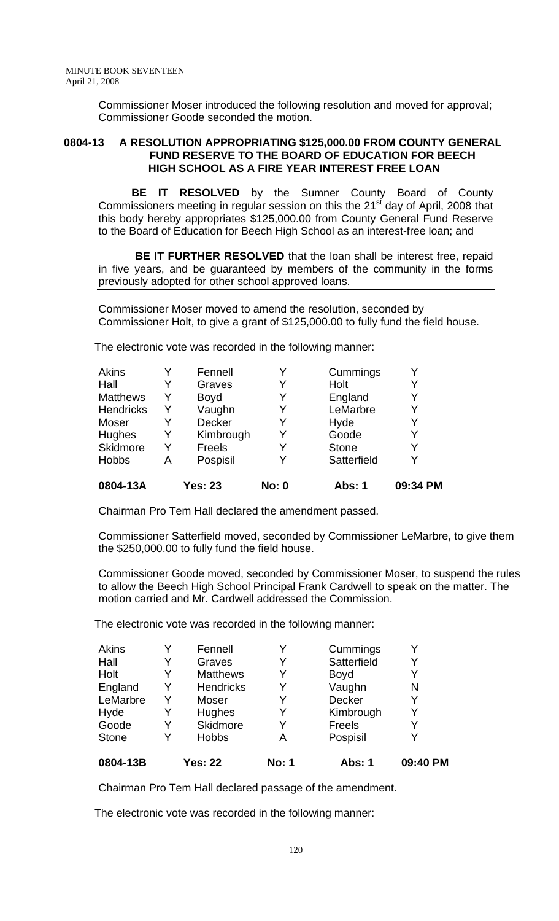Commissioner Moser introduced the following resolution and moved for approval; Commissioner Goode seconded the motion.

**0804-13 A RESOLUTION APPROPRIATING $125,000.00 FROM COUNTY GENERAL FUND RESERVE TO THE BOARD OF EDUCATION FOR BEECH HIGH SCHOOL AS A FIRE YEAR INTEREST FREE LOAN**

**BE IT RESOLVED** by the Sumner County Board of County Commissioners meeting in regular session on this the 21st day of April, 2008 that this body hereby appropriates $125,000.00 from County General Fund Reserve to the Board of Education for Beech High School as an interest-free loan; and

**BE IT FURTHER RESOLVED** that the loan shall be interest free, repaid in five years, and be guaranteed by members of the community in the forms previously adopted for other school approved loans.

Commissioner Moser moved to amend the resolution, seconded by Commissioner Holt, to give a grant of $125,000.00 to fully fund the field house.

The electronic vote was recorded in the following manner:

| | | | | | |
|---|---|---|---|---|---|
| Akins | Y | Fennell | Y | Cummings | Y |
| Hall | Y | Graves | Y | Holt | Y |
| Matthews | Y | Boyd | Y | England | Y |
| Hendricks | Y | Vaughn | Y | LeMarbre | Y |
| Moser | Y | Decker | Y | Hyde | Y |
| Hughes | Y | Kimbrough | Y | Goode | Y |
| Skidmore | Y | Freels | Y | Stone | Y |
| Hobbs | A | Pospisil | Y | Satterfield | Y |
| **0804-13A** | | **Yes: 23** | **No: 0** | **Abs: 1** | **09:34 PM** |

Chairman Pro Tem Hall declared the amendment passed.

Commissioner Satterfield moved, seconded by Commissioner LeMarbre, to give them the $250,000.00 to fully fund the field house.

Commissioner Goode moved, seconded by Commissioner Moser, to suspend the rules to allow the Beech High School Principal Frank Cardwell to speak on the matter. The motion carried and Mr. Cardwell addressed the Commission.

The electronic vote was recorded in the following manner:

| | | | | | |
|---|---|---|---|---|---|
| Akins | Y | Fennell | Y | Cummings | Y |
| Hall | Y | Graves | Y | Satterfield | Y |
| Holt | Y | Matthews | Y | Boyd | Y |
| England | Y | Hendricks | Y | Vaughn | N |
| LeMarbre | Y | Moser | Y | Decker | Y |
| Hyde | Y | Hughes | Y | Kimbrough | Y |
| Goode | Y | Skidmore | Y | Freels | Y |
| Stone | Y | Hobbs | A | Pospisil | Y |
| **0804-13B** | | **Yes: 22** | **No: 1** | **Abs: 1** | **09:40 PM** |

Chairman Pro Tem Hall declared passage of the amendment.

The electronic vote was recorded in the following manner: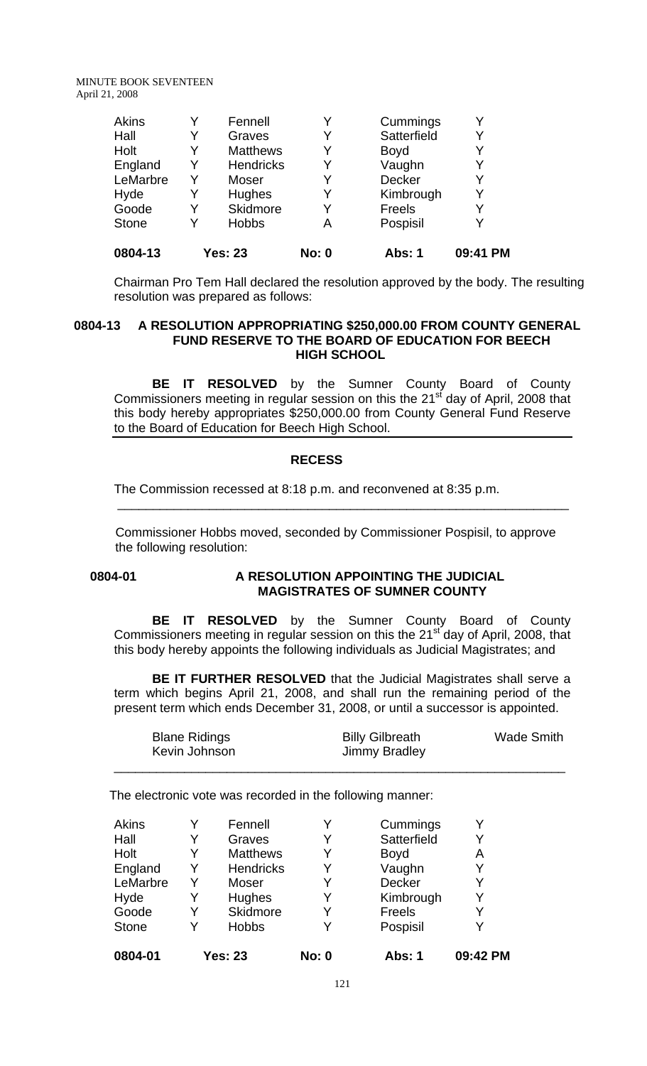| Akins | Y | Fennell | Y | Cummings | Y |
|---|---|---|---|---|---|
| Hall | Y | Graves | Y | Satterfield | Y |
| Holt | Y | Matthews | Y | Boyd | Y |
| England | Y | Hendricks | Y | Vaughn | Y |
| LeMarbre | Y | Moser | Y | Decker | Y |
| Hyde | Y | Hughes | Y | Kimbrough | Y |
| Goode | Y | Skidmore | Y | Freels | Y |
| Stone | Y | Hobbs | A | Pospisil | Y |
| **0804-13** | **Yes: 23** | | **No: 0** | **Abs: 1** | **09:41 PM** |

Chairman Pro Tem Hall declared the resolution approved by the body. The resulting resolution was prepared as follows:

**0804-13 A RESOLUTION APPROPRIATING $250,000.00 FROM COUNTY GENERAL FUND RESERVE TO THE BOARD OF EDUCATION FOR BEECH HIGH SCHOOL**

**BE IT RESOLVED** by the Sumner County Board of County Commissioners meeting in regular session on this the 21st day of April, 2008 that this body hereby appropriates $250,000.00 from County General Fund Reserve to the Board of Education for Beech High School.

**RECESS**

The Commission recessed at 8:18 p.m. and reconvened at 8:35 p.m.

---

Commissioner Hobbs moved, seconded by Commissioner Pospisil, to approve the following resolution:

**0804-01 A RESOLUTION APPOINTING THE JUDICIAL MAGISTRATES OF SUMNER COUNTY**

**BE IT RESOLVED** by the Sumner County Board of County Commissioners meeting in regular session on this the 21st day of April, 2008, that this body hereby appoints the following individuals as Judicial Magistrates; and

**BE IT FURTHER RESOLVED** that the Judicial Magistrates shall serve a term which begins April 21, 2008, and shall run the remaining period of the present term which ends December 31, 2008, or until a successor is appointed.

| | | |
|---|---|---|
| Blane Ridings | Billy Gilbreath | Wade Smith |
| Kevin Johnson | Jimmy Bradley | |

---

The electronic vote was recorded in the following manner:

| Akins | Y | Fennell | Y | Cummings | Y |
|---|---|---|---|---|---|
| Hall | Y | Graves | Y | Satterfield | Y |
| Holt | Y | Matthews | Y | Boyd | A |
| England | Y | Hendricks | Y | Vaughn | Y |
| LeMarbre | Y | Moser | Y | Decker | Y |
| Hyde | Y | Hughes | Y | Kimbrough | Y |
| Goode | Y | Skidmore | Y | Freels | Y |
| Stone | Y | Hobbs | Y | Pospisil | Y |
| **0804-01** | **Yes: 23** | | **No: 0** | **Abs: 1** | **09:42 PM** |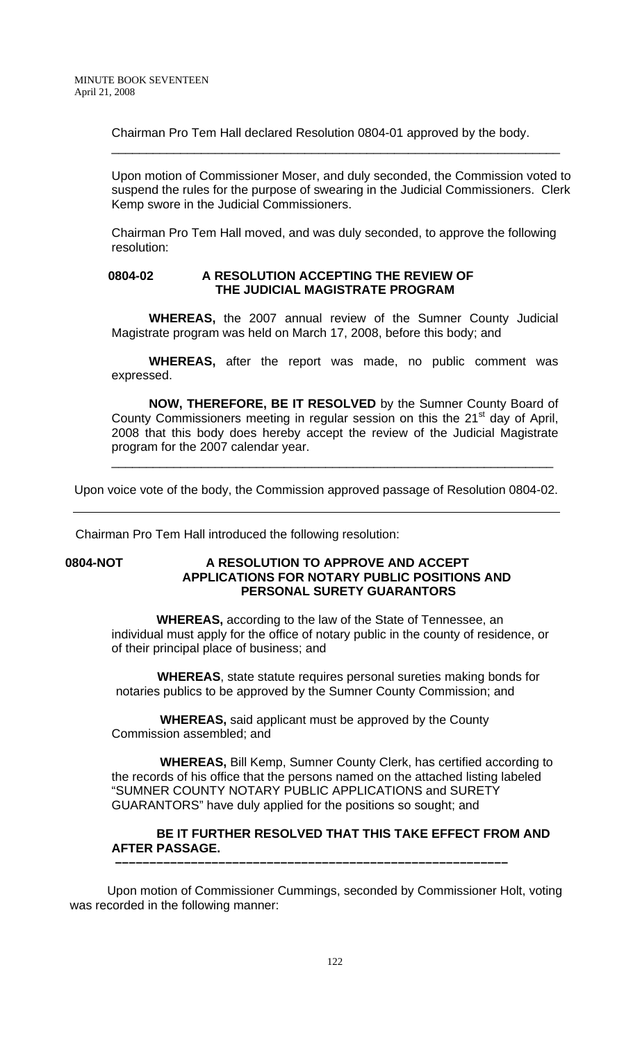Chairman Pro Tem Hall declared Resolution 0804-01 approved by the body.

---

Upon motion of Commissioner Moser, and duly seconded, the Commission voted to suspend the rules for the purpose of swearing in the Judicial Commissioners. Clerk Kemp swore in the Judicial Commissioners.

Chairman Pro Tem Hall moved, and was duly seconded, to approve the following resolution:

**0804-02 A RESOLUTION ACCEPTING THE REVIEW OF THE JUDICIAL MAGISTRATE PROGRAM**

**WHEREAS,** the 2007 annual review of the Sumner County Judicial Magistrate program was held on March 17, 2008, before this body; and

**WHEREAS,** after the report was made, no public comment was expressed.

**NOW, THEREFORE, BE IT RESOLVED** by the Sumner County Board of County Commissioners meeting in regular session on this the 21st day of April, 2008 that this body does hereby accept the review of the Judicial Magistrate program for the 2007 calendar year.

---

Upon voice vote of the body, the Commission approved passage of Resolution 0804-02.

---

Chairman Pro Tem Hall introduced the following resolution:

**0804-NOT A RESOLUTION TO APPROVE AND ACCEPT APPLICATIONS FOR NOTARY PUBLIC POSITIONS AND PERSONAL SURETY GUARANTORS**

**WHEREAS,** according to the law of the State of Tennessee, an individual must apply for the office of notary public in the county of residence, or of their principal place of business; and

**WHEREAS**, state statute requires personal sureties making bonds for notaries publics to be approved by the Sumner County Commission; and

**WHEREAS,** said applicant must be approved by the County Commission assembled; and

**WHEREAS,** Bill Kemp, Sumner County Clerk, has certified according to the records of his office that the persons named on the attached listing labeled "SUMNER COUNTY NOTARY PUBLIC APPLICATIONS and SURETY GUARANTORS" have duly applied for the positions so sought; and

**BE IT FURTHER RESOLVED THAT THIS TAKE EFFECT FROM AND AFTER PASSAGE.**

---

Upon motion of Commissioner Cummings, seconded by Commissioner Holt, voting was recorded in the following manner: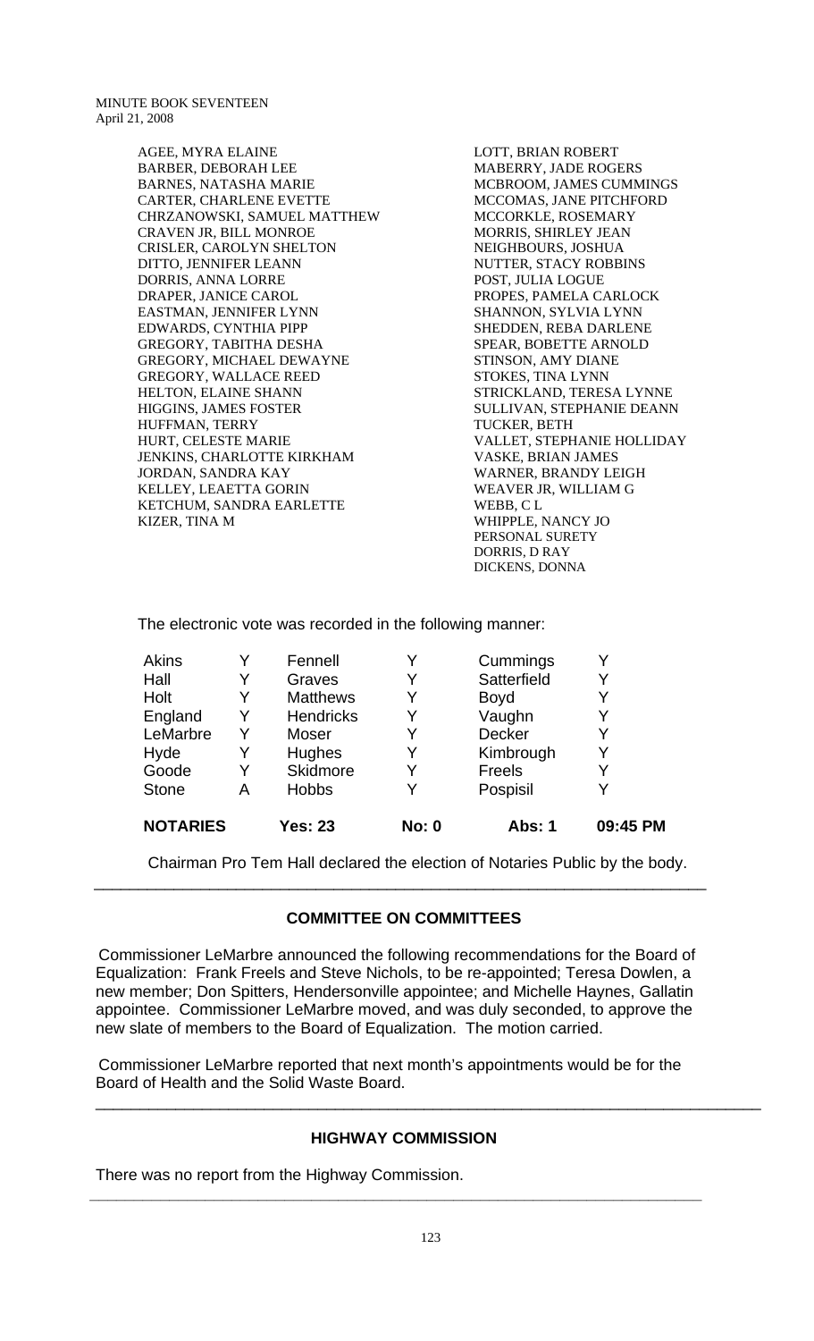AGEE, MYRA ELAINE
BARBER, DEBORAH LEE
BARNES, NATASHA MARIE
CARTER, CHARLENE EVETTE
CHRZANOWSKI, SAMUEL MATTHEW
CRAVEN JR, BILL MONROE
CRISLER, CAROLYN SHELTON
DITTO, JENNIFER LEANN
DORRIS, ANNA LORRE
DRAPER, JANICE CAROL
EASTMAN, JENNIFER LYNN
EDWARDS, CYNTHIA PIPP
GREGORY, TABITHA DESHA
GREGORY, MICHAEL DEWAYNE
GREGORY, WALLACE REED
HELTON, ELAINE SHANN
HIGGINS, JAMES FOSTER
HUFFMAN, TERRY
HURT, CELESTE MARIE
JENKINS, CHARLOTTE KIRKHAM
JORDAN, SANDRA KAY
KELLEY, LEAETTA GORIN
KETCHUM, SANDRA EARLETTE
KIZER, TINA M
LOTT, BRIAN ROBERT
MABERRY, JADE ROGERS
MCBROOM, JAMES CUMMINGS
MCCOMAS, JANE PITCHFORD
MCCORKLE, ROSEMARY
MORRIS, SHIRLEY JEAN
NEIGHBOURS, JOSHUA
NUTTER, STACY ROBBINS
POST, JULIA LOGUE
PROPES, PAMELA CARLOCK
SHANNON, SYLVIA LYNN
SHEDDEN, REBA DARLENE
SPEAR, BOBETTE ARNOLD
STINSON, AMY DIANE
STOKES, TINA LYNN
STRICKLAND, TERESA LYNNE
SULLIVAN, STEPHANIE DEANN
TUCKER, BETH
VALLET, STEPHANIE HOLLIDAY
VASKE, BRIAN JAMES
WARNER, BRANDY LEIGH
WEAVER JR, WILLIAM G
WEBB, C L
WHIPPLE, NANCY JO

PERSONAL SURETY
DORRIS, D RAY
DICKENS, DONNA

The electronic vote was recorded in the following manner:

| Akins | Y | Fennell | Y | Cummings | Y |
|---|---|---|---|---|---|
| Hall | Y | Graves | Y | Satterfield | Y |
| Holt | Y | Matthews | Y | Boyd | Y |
| England | Y | Hendricks | Y | Vaughn | Y |
| LeMarbre | Y | Moser | Y | Decker | Y |
| Hyde | Y | Hughes | Y | Kimbrough | Y |
| Goode | Y | Skidmore | Y | Freels | Y |
| Stone | A | Hobbs | Y | Pospisil | Y |
| **NOTARIES** | | **Yes: 23** | **No: 0** | **Abs: 1** | **09:45 PM** |

Chairman Pro Tem Hall declared the election of Notaries Public by the body.

## COMMITTEE ON COMMITTEES

Commissioner LeMarbre announced the following recommendations for the Board of Equalization: Frank Freels and Steve Nichols, to be re-appointed; Teresa Dowlen, a new member; Don Spitters, Hendersonville appointee; and Michelle Haynes, Gallatin appointee. Commissioner LeMarbre moved, and was duly seconded, to approve the new slate of members to the Board of Equalization. The motion carried.

Commissioner LeMarbre reported that next month's appointments would be for the Board of Health and the Solid Waste Board.

## HIGHWAY COMMISSION

There was no report from the Highway Commission.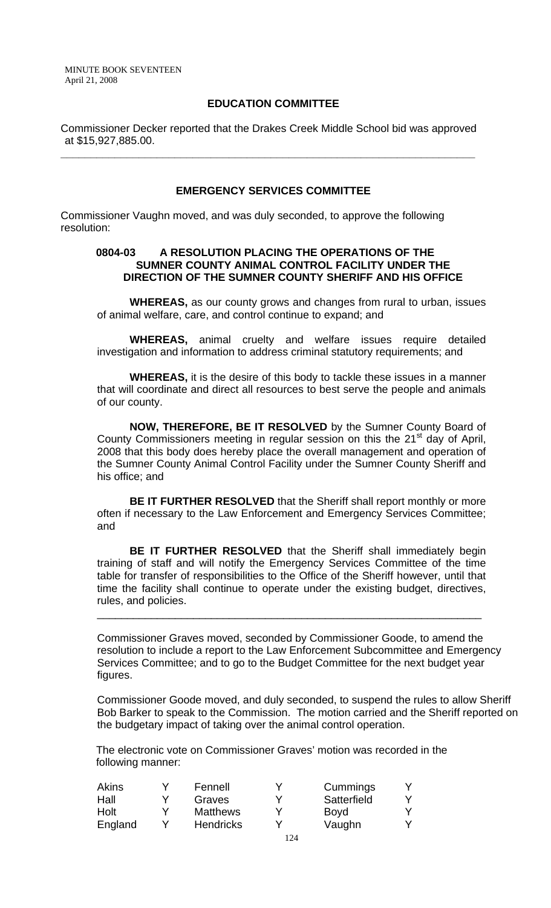## EDUCATION COMMITTEE

Commissioner Decker reported that the Drakes Creek Middle School bid was approved at $15,927,885.00.

---

## EMERGENCY SERVICES COMMITTEE

Commissioner Vaughn moved, and was duly seconded, to approve the following resolution:

**0804-03 A RESOLUTION PLACING THE OPERATIONS OF THE SUMNER COUNTY ANIMAL CONTROL FACILITY UNDER THE DIRECTION OF THE SUMNER COUNTY SHERIFF AND HIS OFFICE**

**WHEREAS,** as our county grows and changes from rural to urban, issues of animal welfare, care, and control continue to expand; and

**WHEREAS,** animal cruelty and welfare issues require detailed investigation and information to address criminal statutory requirements; and

**WHEREAS,** it is the desire of this body to tackle these issues in a manner that will coordinate and direct all resources to best serve the people and animals of our county.

**NOW, THEREFORE, BE IT RESOLVED** by the Sumner County Board of County Commissioners meeting in regular session on this the 21st day of April, 2008 that this body does hereby place the overall management and operation of the Sumner County Animal Control Facility under the Sumner County Sheriff and his office; and

**BE IT FURTHER RESOLVED** that the Sheriff shall report monthly or more often if necessary to the Law Enforcement and Emergency Services Committee; and

**BE IT FURTHER RESOLVED** that the Sheriff shall immediately begin training of staff and will notify the Emergency Services Committee of the time table for transfer of responsibilities to the Office of the Sheriff however, until that time the facility shall continue to operate under the existing budget, directives, rules, and policies.

---

Commissioner Graves moved, seconded by Commissioner Goode, to amend the resolution to include a report to the Law Enforcement Subcommittee and Emergency Services Committee; and to go to the Budget Committee for the next budget year figures.

Commissioner Goode moved, and duly seconded, to suspend the rules to allow Sheriff Bob Barker to speak to the Commission. The motion carried and the Sheriff reported on the budgetary impact of taking over the animal control operation.

The electronic vote on Commissioner Graves' motion was recorded in the following manner:

| | | | | | |
|---|---|---|---|---|---|
| Akins | Y | Fennell | Y | Cummings | Y |
| Hall | Y | Graves | Y | Satterfield | Y |
| Holt | Y | Matthews | Y | Boyd | Y |
| England | Y | Hendricks | Y | Vaughn | Y |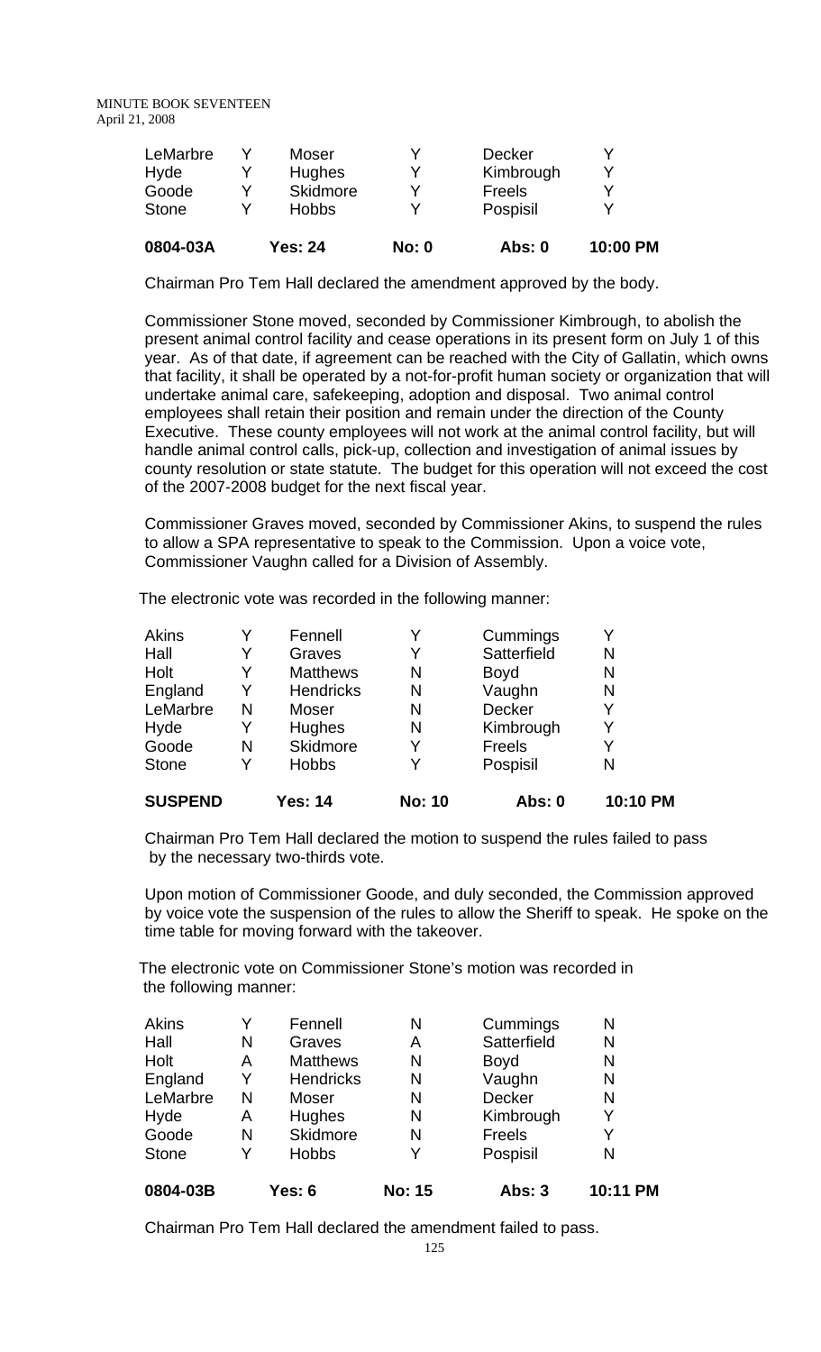| LeMarbre | Y | Moser | Y | Decker | Y |
|---|---|---|---|---|---|
| Hyde | Y | Hughes | Y | Kimbrough | Y |
| Goode | Y | Skidmore | Y | Freels | Y |
| Stone | Y | Hobbs | Y | Pospisil | Y |
| **0804-03A** | | **Yes: 24** | **No: 0** | **Abs: 0** | **10:00 PM** |

Chairman Pro Tem Hall declared the amendment approved by the body.

Commissioner Stone moved, seconded by Commissioner Kimbrough, to abolish the present animal control facility and cease operations in its present form on July 1 of this year. As of that date, if agreement can be reached with the City of Gallatin, which owns that facility, it shall be operated by a not-for-profit human society or organization that will undertake animal care, safekeeping, adoption and disposal. Two animal control employees shall retain their position and remain under the direction of the County Executive. These county employees will not work at the animal control facility, but will handle animal control calls, pick-up, collection and investigation of animal issues by county resolution or state statute. The budget for this operation will not exceed the cost of the 2007-2008 budget for the next fiscal year.

Commissioner Graves moved, seconded by Commissioner Akins, to suspend the rules to allow a SPA representative to speak to the Commission. Upon a voice vote, Commissioner Vaughn called for a Division of Assembly.

The electronic vote was recorded in the following manner:

| Akins | Y | Fennell | Y | Cummings | Y |
|---|---|---|---|---|---|
| Hall | Y | Graves | Y | Satterfield | N |
| Holt | Y | Matthews | N | Boyd | N |
| England | Y | Hendricks | N | Vaughn | N |
| LeMarbre | N | Moser | N | Decker | Y |
| Hyde | Y | Hughes | N | Kimbrough | Y |
| Goode | N | Skidmore | Y | Freels | Y |
| Stone | Y | Hobbs | Y | Pospisil | N |
| **SUSPEND** | | **Yes: 14** | **No: 10** | **Abs: 0** | **10:10 PM** |

Chairman Pro Tem Hall declared the motion to suspend the rules failed to pass by the necessary two-thirds vote.

Upon motion of Commissioner Goode, and duly seconded, the Commission approved by voice vote the suspension of the rules to allow the Sheriff to speak. He spoke on the time table for moving forward with the takeover.

The electronic vote on Commissioner Stone's motion was recorded in the following manner:

| Akins | Y | Fennell | N | Cummings | N |
|---|---|---|---|---|---|
| Hall | N | Graves | A | Satterfield | N |
| Holt | A | Matthews | N | Boyd | N |
| England | Y | Hendricks | N | Vaughn | N |
| LeMarbre | N | Moser | N | Decker | N |
| Hyde | A | Hughes | N | Kimbrough | Y |
| Goode | N | Skidmore | N | Freels | Y |
| Stone | Y | Hobbs | Y | Pospisil | N |
| **0804-03B** | | **Yes: 6** | **No: 15** | **Abs: 3** | **10:11 PM** |

Chairman Pro Tem Hall declared the amendment failed to pass.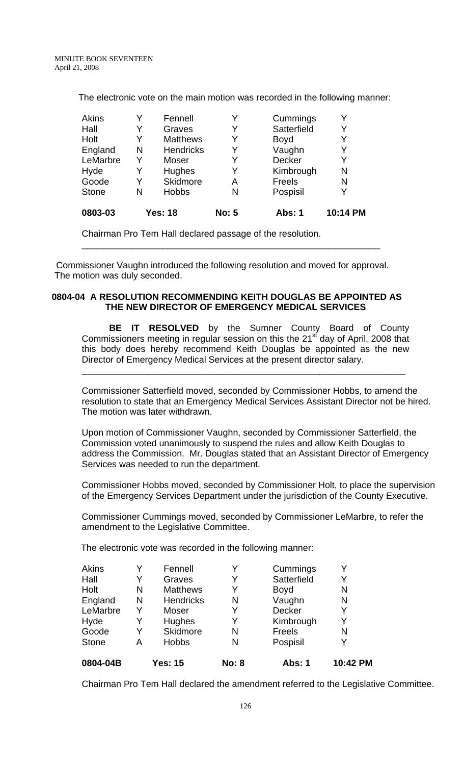The electronic vote on the main motion was recorded in the following manner:

| | | | | | |
|---|---|---|---|---|---|
| Akins | Y | Fennell | Y | Cummings | Y |
| Hall | Y | Graves | Y | Satterfield | Y |
| Holt | Y | Matthews | Y | Boyd | Y |
| England | N | Hendricks | Y | Vaughn | Y |
| LeMarbre | Y | Moser | Y | Decker | Y |
| Hyde | Y | Hughes | Y | Kimbrough | N |
| Goode | Y | Skidmore | A | Freels | N |
| Stone | N | Hobbs | N | Pospisil | Y |
| **0803-03** | **Yes: 18** | | **No: 5** | **Abs: 1** | **10:14 PM** |

Chairman Pro Tem Hall declared passage of the resolution.

---

Commissioner Vaughn introduced the following resolution and moved for approval. The motion was duly seconded.

### 0804-04 A RESOLUTION RECOMMENDING KEITH DOUGLAS BE APPOINTED AS THE NEW DIRECTOR OF EMERGENCY MEDICAL SERVICES

**BE IT RESOLVED** by the Sumner County Board of County Commissioners meeting in regular session on this the 21st day of April, 2008 that this body does hereby recommend Keith Douglas be appointed as the new Director of Emergency Medical Services at the present director salary.

---

Commissioner Satterfield moved, seconded by Commissioner Hobbs, to amend the resolution to state that an Emergency Medical Services Assistant Director not be hired. The motion was later withdrawn.

Upon motion of Commissioner Vaughn, seconded by Commissioner Satterfield, the Commission voted unanimously to suspend the rules and allow Keith Douglas to address the Commission. Mr. Douglas stated that an Assistant Director of Emergency Services was needed to run the department.

Commissioner Hobbs moved, seconded by Commissioner Holt, to place the supervision of the Emergency Services Department under the jurisdiction of the County Executive.

Commissioner Cummings moved, seconded by Commissioner LeMarbre, to refer the amendment to the Legislative Committee.

The electronic vote was recorded in the following manner:

| | | | | | |
|---|---|---|---|---|---|
| Akins | Y | Fennell | Y | Cummings | Y |
| Hall | Y | Graves | Y | Satterfield | Y |
| Holt | N | Matthews | Y | Boyd | N |
| England | N | Hendricks | N | Vaughn | N |
| LeMarbre | Y | Moser | Y | Decker | Y |
| Hyde | Y | Hughes | Y | Kimbrough | Y |
| Goode | Y | Skidmore | N | Freels | N |
| Stone | A | Hobbs | N | Pospisil | Y |
| **0804-04B** | **Yes: 15** | | **No: 8** | **Abs: 1** | **10:42 PM** |

Chairman Pro Tem Hall declared the amendment referred to the Legislative Committee.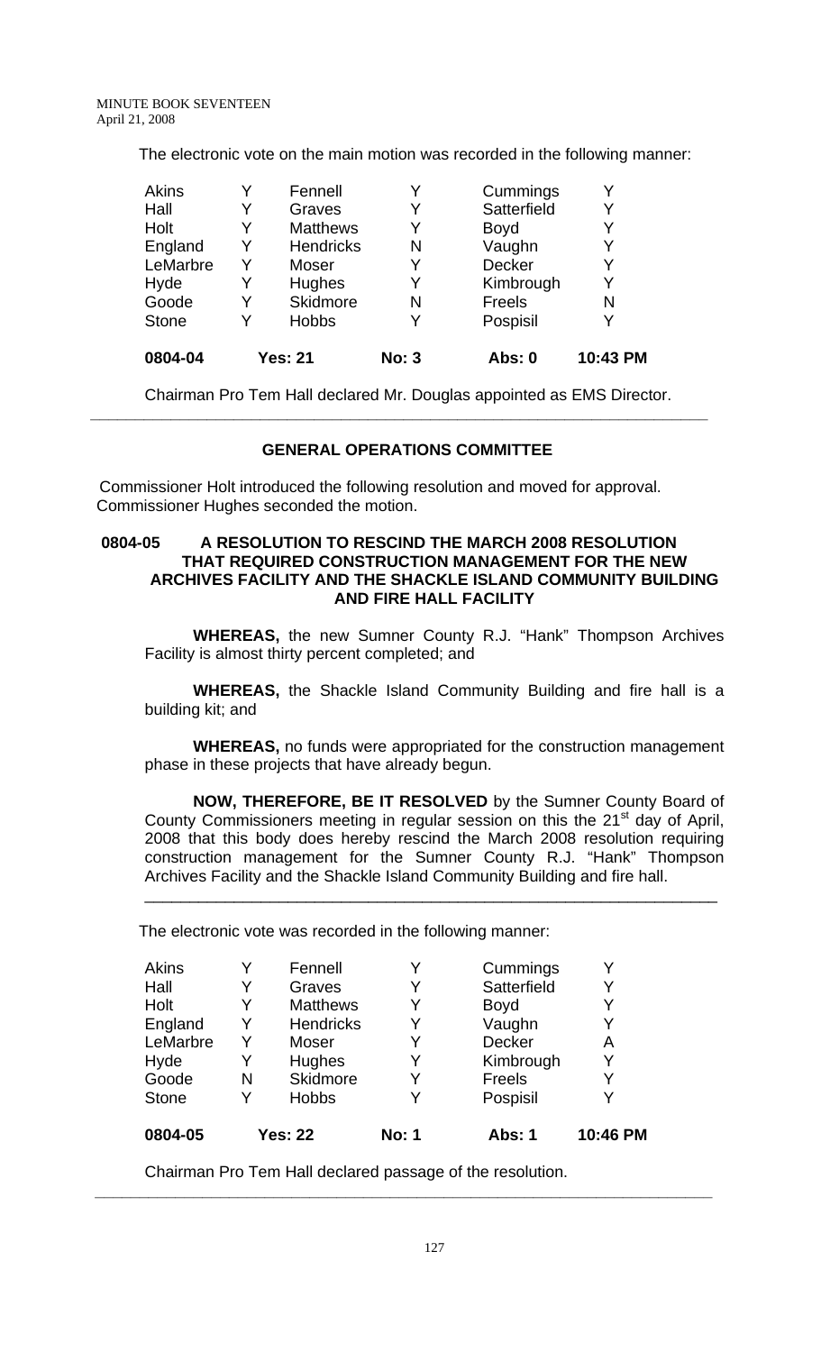The electronic vote on the main motion was recorded in the following manner:

| Akins | Y | Fennell | Y | Cummings | Y |
|---|---|---|---|---|---|
| Hall | Y | Graves | Y | Satterfield | Y |
| Holt | Y | Matthews | Y | Boyd | Y |
| England | Y | Hendricks | N | Vaughn | Y |
| LeMarbre | Y | Moser | Y | Decker | Y |
| Hyde | Y | Hughes | Y | Kimbrough | Y |
| Goode | Y | Skidmore | N | Freels | N |
| Stone | Y | Hobbs | Y | Pospisil | Y |
| **0804-04** | | **Yes: 21** | **No: 3** | **Abs: 0** | **10:43 PM** |

Chairman Pro Tem Hall declared Mr. Douglas appointed as EMS Director.

---

## GENERAL OPERATIONS COMMITTEE

Commissioner Holt introduced the following resolution and moved for approval. Commissioner Hughes seconded the motion.

**0804-05 A RESOLUTION TO RESCIND THE MARCH 2008 RESOLUTION THAT REQUIRED CONSTRUCTION MANAGEMENT FOR THE NEW ARCHIVES FACILITY AND THE SHACKLE ISLAND COMMUNITY BUILDING AND FIRE HALL FACILITY**

**WHEREAS,** the new Sumner County R.J. "Hank" Thompson Archives Facility is almost thirty percent completed; and

**WHEREAS,** the Shackle Island Community Building and fire hall is a building kit; and

**WHEREAS,** no funds were appropriated for the construction management phase in these projects that have already begun.

**NOW, THEREFORE, BE IT RESOLVED** by the Sumner County Board of County Commissioners meeting in regular session on this the 21st day of April, 2008 that this body does hereby rescind the March 2008 resolution requiring construction management for the Sumner County R.J. "Hank" Thompson Archives Facility and the Shackle Island Community Building and fire hall.

---

The electronic vote was recorded in the following manner:

| Akins | Y | Fennell | Y | Cummings | Y |
|---|---|---|---|---|---|
| Hall | Y | Graves | Y | Satterfield | Y |
| Holt | Y | Matthews | Y | Boyd | Y |
| England | Y | Hendricks | Y | Vaughn | Y |
| LeMarbre | Y | Moser | Y | Decker | A |
| Hyde | Y | Hughes | Y | Kimbrough | Y |
| Goode | N | Skidmore | Y | Freels | Y |
| Stone | Y | Hobbs | Y | Pospisil | Y |
| **0804-05** | | **Yes: 22** | **No: 1** | **Abs: 1** | **10:46 PM** |

Chairman Pro Tem Hall declared passage of the resolution.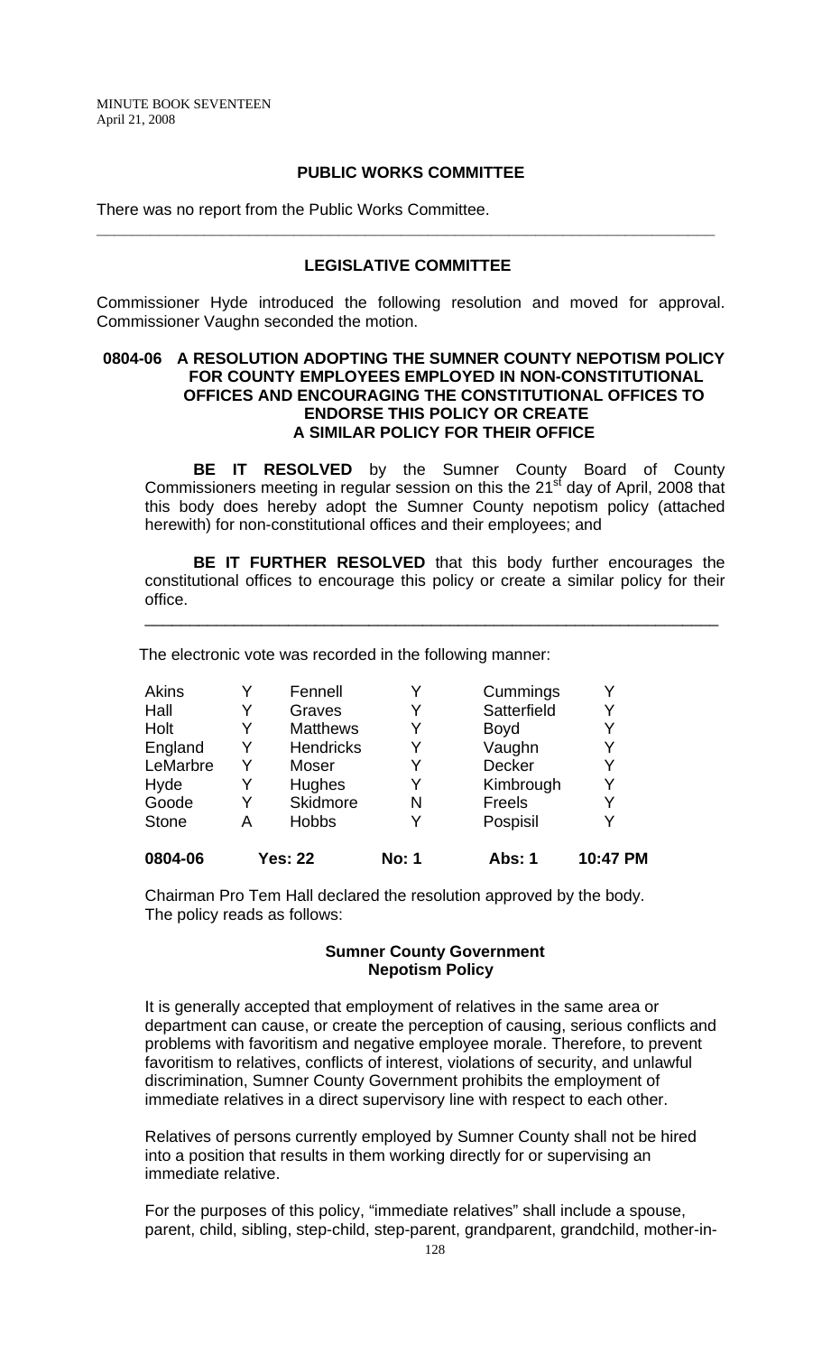## PUBLIC WORKS COMMITTEE

There was no report from the Public Works Committee.

---

## LEGISLATIVE COMMITTEE

Commissioner Hyde introduced the following resolution and moved for approval. Commissioner Vaughn seconded the motion.

### 0804-06 A RESOLUTION ADOPTING THE SUMNER COUNTY NEPOTISM POLICY FOR COUNTY EMPLOYEES EMPLOYED IN NON-CONSTITUTIONAL OFFICES AND ENCOURAGING THE CONSTITUTIONAL OFFICES TO ENDORSE THIS POLICY OR CREATE A SIMILAR POLICY FOR THEIR OFFICE

**BE IT RESOLVED** by the Sumner County Board of County Commissioners meeting in regular session on this the 21st day of April, 2008 that this body does hereby adopt the Sumner County nepotism policy (attached herewith) for non-constitutional offices and their employees; and

**BE IT FURTHER RESOLVED** that this body further encourages the constitutional offices to encourage this policy or create a similar policy for their office.

---

The electronic vote was recorded in the following manner:

| | | | | | |
|---|---|---|---|---|---|
| Akins | Y | Fennell | Y | Cummings | Y |
| Hall | Y | Graves | Y | Satterfield | Y |
| Holt | Y | Matthews | Y | Boyd | Y |
| England | Y | Hendricks | Y | Vaughn | Y |
| LeMarbre | Y | Moser | Y | Decker | Y |
| Hyde | Y | Hughes | Y | Kimbrough | Y |
| Goode | Y | Skidmore | N | Freels | Y |
| Stone | A | Hobbs | Y | Pospisil | Y |
| **0804-06** | **Yes: 22** | | **No: 1** | **Abs: 1** | **10:47 PM** |

Chairman Pro Tem Hall declared the resolution approved by the body. The policy reads as follows:

**Sumner County Government**
**Nepotism Policy**

It is generally accepted that employment of relatives in the same area or department can cause, or create the perception of causing, serious conflicts and problems with favoritism and negative employee morale. Therefore, to prevent favoritism to relatives, conflicts of interest, violations of security, and unlawful discrimination, Sumner County Government prohibits the employment of immediate relatives in a direct supervisory line with respect to each other.

Relatives of persons currently employed by Sumner County shall not be hired into a position that results in them working directly for or supervising an immediate relative.

For the purposes of this policy, "immediate relatives" shall include a spouse, parent, child, sibling, step-child, step-parent, grandparent, grandchild, mother-in-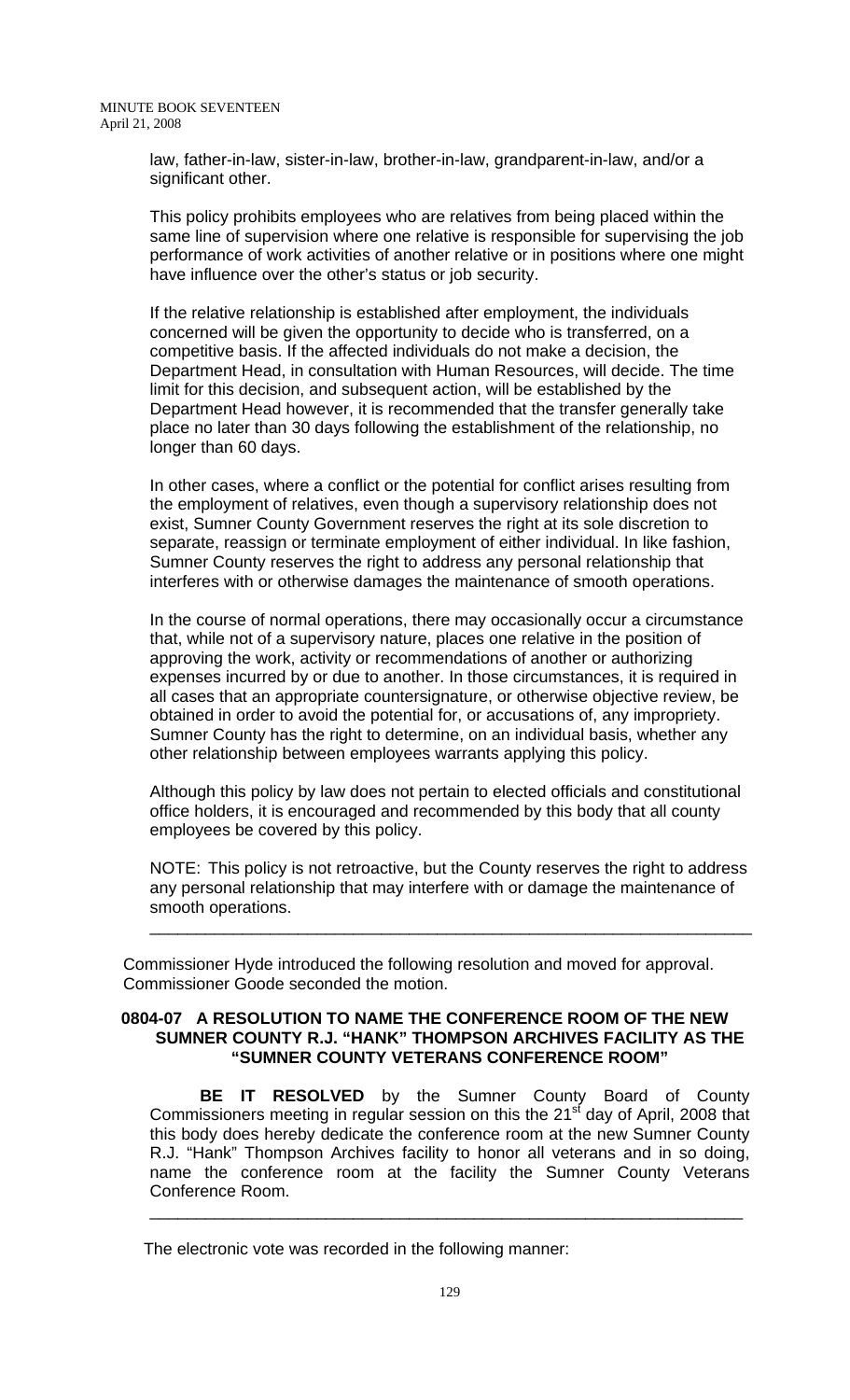law, father-in-law, sister-in-law, brother-in-law, grandparent-in-law, and/or a significant other.

This policy prohibits employees who are relatives from being placed within the same line of supervision where one relative is responsible for supervising the job performance of work activities of another relative or in positions where one might have influence over the other's status or job security.

If the relative relationship is established after employment, the individuals concerned will be given the opportunity to decide who is transferred, on a competitive basis. If the affected individuals do not make a decision, the Department Head, in consultation with Human Resources, will decide. The time limit for this decision, and subsequent action, will be established by the Department Head however, it is recommended that the transfer generally take place no later than 30 days following the establishment of the relationship, no longer than 60 days.

In other cases, where a conflict or the potential for conflict arises resulting from the employment of relatives, even though a supervisory relationship does not exist, Sumner County Government reserves the right at its sole discretion to separate, reassign or terminate employment of either individual. In like fashion, Sumner County reserves the right to address any personal relationship that interferes with or otherwise damages the maintenance of smooth operations.

In the course of normal operations, there may occasionally occur a circumstance that, while not of a supervisory nature, places one relative in the position of approving the work, activity or recommendations of another or authorizing expenses incurred by or due to another. In those circumstances, it is required in all cases that an appropriate countersignature, or otherwise objective review, be obtained in order to avoid the potential for, or accusations of, any impropriety. Sumner County has the right to determine, on an individual basis, whether any other relationship between employees warrants applying this policy.

Although this policy by law does not pertain to elected officials and constitutional office holders, it is encouraged and recommended by this body that all county employees be covered by this policy.

NOTE: This policy is not retroactive, but the County reserves the right to address any personal relationship that may interfere with or damage the maintenance of smooth operations.

---

Commissioner Hyde introduced the following resolution and moved for approval. Commissioner Goode seconded the motion.

**0804-07 A RESOLUTION TO NAME THE CONFERENCE ROOM OF THE NEW SUMNER COUNTY R.J. "HANK" THOMPSON ARCHIVES FACILITY AS THE "SUMNER COUNTY VETERANS CONFERENCE ROOM"**

**BE IT RESOLVED** by the Sumner County Board of County Commissioners meeting in regular session on this the 21st day of April, 2008 that this body does hereby dedicate the conference room at the new Sumner County R.J. "Hank" Thompson Archives facility to honor all veterans and in so doing, name the conference room at the facility the Sumner County Veterans Conference Room.

---

The electronic vote was recorded in the following manner: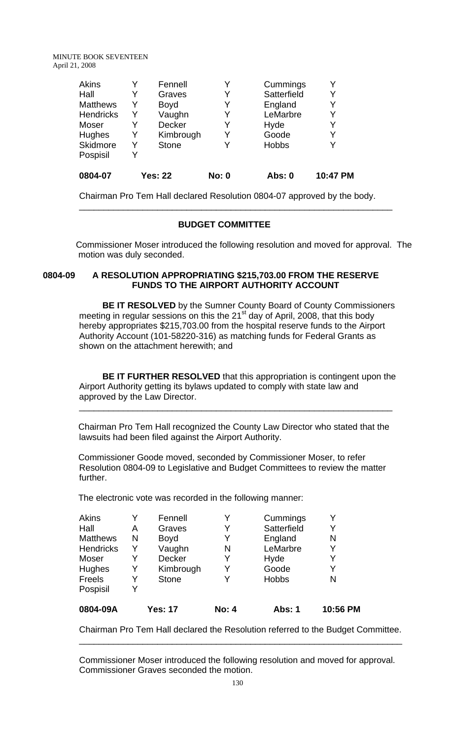| Akins | Y | Fennell | Y | Cummings | Y |
|---|---|---|---|---|---|
| Hall | Y | Graves | Y | Satterfield | Y |
| Matthews | Y | Boyd | Y | England | Y |
| Hendricks | Y | Vaughn | Y | LeMarbre | Y |
| Moser | Y | Decker | Y | Hyde | Y |
| Hughes | Y | Kimbrough | Y | Goode | Y |
| Skidmore | Y | Stone | Y | Hobbs | Y |
| Pospisil | Y | | | | |

**0804-07 Yes: 22 No: 0 Abs: 0 10:47 PM**

Chairman Pro Tem Hall declared Resolution 0804-07 approved by the body.

---

## BUDGET COMMITTEE

Commissioner Moser introduced the following resolution and moved for approval. The motion was duly seconded.

**0804-09 A RESOLUTION APPROPRIATING $215,703.00 FROM THE RESERVE FUNDS TO THE AIRPORT AUTHORITY ACCOUNT**

**BE IT RESOLVED** by the Sumner County Board of County Commissioners meeting in regular sessions on this the 21st day of April, 2008, that this body hereby appropriates $215,703.00 from the hospital reserve funds to the Airport Authority Account (101-58220-316) as matching funds for Federal Grants as shown on the attachment herewith; and

**BE IT FURTHER RESOLVED** that this appropriation is contingent upon the Airport Authority getting its bylaws updated to comply with state law and approved by the Law Director.

---

Chairman Pro Tem Hall recognized the County Law Director who stated that the lawsuits had been filed against the Airport Authority.

Commissioner Goode moved, seconded by Commissioner Moser, to refer Resolution 0804-09 to Legislative and Budget Committees to review the matter further.

The electronic vote was recorded in the following manner:

| Akins | Y | Fennell | Y | Cummings | Y |
|---|---|---|---|---|---|
| Hall | A | Graves | Y | Satterfield | Y |
| Matthews | N | Boyd | Y | England | N |
| Hendricks | Y | Vaughn | N | LeMarbre | Y |
| Moser | Y | Decker | Y | Hyde | Y |
| Hughes | Y | Kimbrough | Y | Goode | Y |
| Freels | Y | Stone | Y | Hobbs | N |
| Pospisil | Y | | | | |

**0804-09A Yes: 17 No: 4 Abs: 1 10:56 PM**

Chairman Pro Tem Hall declared the Resolution referred to the Budget Committee.

---

Commissioner Moser introduced the following resolution and moved for approval. Commissioner Graves seconded the motion.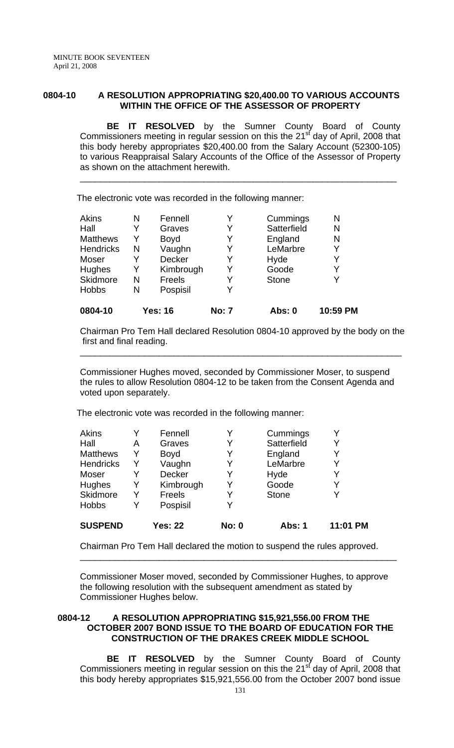**0804-10 A RESOLUTION APPROPRIATING $20,400.00 TO VARIOUS ACCOUNTS WITHIN THE OFFICE OF THE ASSESSOR OF PROPERTY**

**BE IT RESOLVED** by the Sumner County Board of County Commissioners meeting in regular session on this the 21st day of April, 2008 that this body hereby appropriates $20,400.00 from the Salary Account (52300-105) to various Reappraisal Salary Accounts of the Office of the Assessor of Property as shown on the attachment herewith.

---

The electronic vote was recorded in the following manner:

| | | | | | |
|---|---|---|---|---|---|
| Akins | N | Fennell | Y | Cummings | N |
| Hall | Y | Graves | Y | Satterfield | N |
| Matthews | Y | Boyd | Y | England | N |
| Hendricks | N | Vaughn | Y | LeMarbre | Y |
| Moser | Y | Decker | Y | Hyde | Y |
| Hughes | Y | Kimbrough | Y | Goode | Y |
| Skidmore | N | Freels | Y | Stone | Y |
| Hobbs | N | Pospisil | Y | | |
| **0804-10** | | **Yes: 16** | **No: 7** | **Abs: 0** | **10:59 PM** |

Chairman Pro Tem Hall declared Resolution 0804-10 approved by the body on the first and final reading.

---

Commissioner Hughes moved, seconded by Commissioner Moser, to suspend the rules to allow Resolution 0804-12 to be taken from the Consent Agenda and voted upon separately.

The electronic vote was recorded in the following manner:

| | | | | | |
|---|---|---|---|---|---|
| Akins | Y | Fennell | Y | Cummings | Y |
| Hall | A | Graves | Y | Satterfield | Y |
| Matthews | Y | Boyd | Y | England | Y |
| Hendricks | Y | Vaughn | Y | LeMarbre | Y |
| Moser | Y | Decker | Y | Hyde | Y |
| Hughes | Y | Kimbrough | Y | Goode | Y |
| Skidmore | Y | Freels | Y | Stone | Y |
| Hobbs | Y | Pospisil | Y | | |
| **SUSPEND** | | **Yes: 22** | **No: 0** | **Abs: 1** | **11:01 PM** |

Chairman Pro Tem Hall declared the motion to suspend the rules approved.

---

Commissioner Moser moved, seconded by Commissioner Hughes, to approve the following resolution with the subsequent amendment as stated by Commissioner Hughes below.

**0804-12 A RESOLUTION APPROPRIATING $15,921,556.00 FROM THE OCTOBER 2007 BOND ISSUE TO THE BOARD OF EDUCATION FOR THE CONSTRUCTION OF THE DRAKES CREEK MIDDLE SCHOOL**

**BE IT RESOLVED** by the Sumner County Board of County Commissioners meeting in regular session on this the 21st day of April, 2008 that this body hereby appropriates $15,921,556.00 from the October 2007 bond issue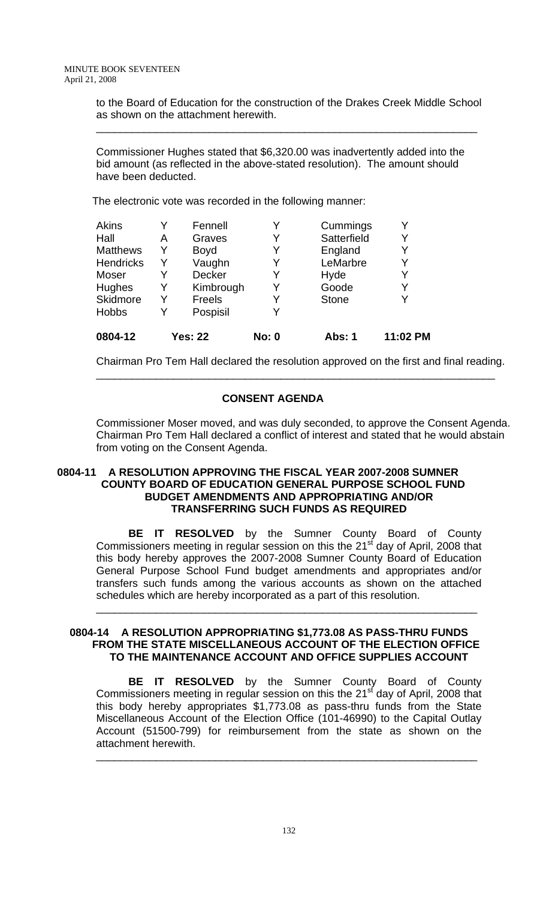to the Board of Education for the construction of the Drakes Creek Middle School as shown on the attachment herewith.

---

Commissioner Hughes stated that $6,320.00 was inadvertently added into the bid amount (as reflected in the above-stated resolution). The amount should have been deducted.

The electronic vote was recorded in the following manner:

| | | | | | |
|---|---|---|---|---|---|
| Akins | Y | Fennell | Y | Cummings | Y |
| Hall | A | Graves | Y | Satterfield | Y |
| Matthews | Y | Boyd | Y | England | Y |
| Hendricks | Y | Vaughn | Y | LeMarbre | Y |
| Moser | Y | Decker | Y | Hyde | Y |
| Hughes | Y | Kimbrough | Y | Goode | Y |
| Skidmore | Y | Freels | Y | Stone | Y |
| Hobbs | Y | Pospisil | Y | | |
| **0804-12** | | **Yes: 22** | **No: 0** | **Abs: 1** | **11:02 PM** |

Chairman Pro Tem Hall declared the resolution approved on the first and final reading.

---

## CONSENT AGENDA

Commissioner Moser moved, and was duly seconded, to approve the Consent Agenda. Chairman Pro Tem Hall declared a conflict of interest and stated that he would abstain from voting on the Consent Agenda.

### 0804-11 A RESOLUTION APPROVING THE FISCAL YEAR 2007-2008 SUMNER COUNTY BOARD OF EDUCATION GENERAL PURPOSE SCHOOL FUND BUDGET AMENDMENTS AND APPROPRIATING AND/OR TRANSFERRING SUCH FUNDS AS REQUIRED

**BE IT RESOLVED** by the Sumner County Board of County Commissioners meeting in regular session on this the 21st day of April, 2008 that this body hereby approves the 2007-2008 Sumner County Board of Education General Purpose School Fund budget amendments and appropriates and/or transfers such funds among the various accounts as shown on the attached schedules which are hereby incorporated as a part of this resolution.

---

### 0804-14 A RESOLUTION APPROPRIATING $1,773.08 AS PASS-THRU FUNDS FROM THE STATE MISCELLANEOUS ACCOUNT OF THE ELECTION OFFICE TO THE MAINTENANCE ACCOUNT AND OFFICE SUPPLIES ACCOUNT

**BE IT RESOLVED** by the Sumner County Board of County Commissioners meeting in regular session on this the 21st day of April, 2008 that this body hereby appropriates $1,773.08 as pass-thru funds from the State Miscellaneous Account of the Election Office (101-46990) to the Capital Outlay Account (51500-799) for reimbursement from the state as shown on the attachment herewith.

---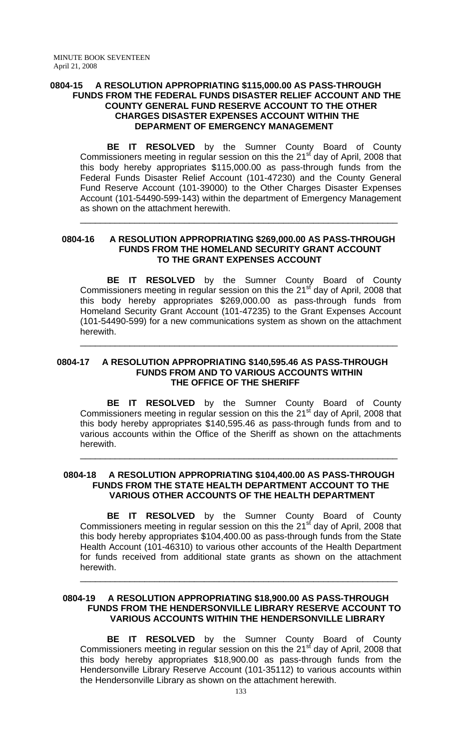**0804-15 A RESOLUTION APPROPRIATING $115,000.00 AS PASS-THROUGH FUNDS FROM THE FEDERAL FUNDS DISASTER RELIEF ACCOUNT AND THE COUNTY GENERAL FUND RESERVE ACCOUNT TO THE OTHER CHARGES DISASTER EXPENSES ACCOUNT WITHIN THE DEPARMENT OF EMERGENCY MANAGEMENT**

**BE IT RESOLVED** by the Sumner County Board of County Commissioners meeting in regular session on this the 21st day of April, 2008 that this body hereby appropriates $115,000.00 as pass-through funds from the Federal Funds Disaster Relief Account (101-47230) and the County General Fund Reserve Account (101-39000) to the Other Charges Disaster Expenses Account (101-54490-599-143) within the department of Emergency Management as shown on the attachment herewith.

---

**0804-16 A RESOLUTION APPROPRIATING $269,000.00 AS PASS-THROUGH FUNDS FROM THE HOMELAND SECURITY GRANT ACCOUNT TO THE GRANT EXPENSES ACCOUNT**

**BE IT RESOLVED** by the Sumner County Board of County Commissioners meeting in regular session on this the 21st day of April, 2008 that this body hereby appropriates $269,000.00 as pass-through funds from Homeland Security Grant Account (101-47235) to the Grant Expenses Account (101-54490-599) for a new communications system as shown on the attachment herewith.

---

**0804-17 A RESOLUTION APPROPRIATING $140,595.46 AS PASS-THROUGH FUNDS FROM AND TO VARIOUS ACCOUNTS WITHIN THE OFFICE OF THE SHERIFF**

**BE IT RESOLVED** by the Sumner County Board of County Commissioners meeting in regular session on this the 21st day of April, 2008 that this body hereby appropriates $140,595.46 as pass-through funds from and to various accounts within the Office of the Sheriff as shown on the attachments herewith.

---

**0804-18 A RESOLUTION APPROPRIATING $104,400.00 AS PASS-THROUGH FUNDS FROM THE STATE HEALTH DEPARTMENT ACCOUNT TO THE VARIOUS OTHER ACCOUNTS OF THE HEALTH DEPARTMENT**

**BE IT RESOLVED** by the Sumner County Board of County Commissioners meeting in regular session on this the 21st day of April, 2008 that this body hereby appropriates $104,400.00 as pass-through funds from the State Health Account (101-46310) to various other accounts of the Health Department for funds received from additional state grants as shown on the attachment herewith.

---

**0804-19 A RESOLUTION APPROPRIATING $18,900.00 AS PASS-THROUGH FUNDS FROM THE HENDERSONVILLE LIBRARY RESERVE ACCOUNT TO VARIOUS ACCOUNTS WITHIN THE HENDERSONVILLE LIBRARY**

**BE IT RESOLVED** by the Sumner County Board of County Commissioners meeting in regular session on this the 21st day of April, 2008 that this body hereby appropriates $18,900.00 as pass-through funds from the Hendersonville Library Reserve Account (101-35112) to various accounts within the Hendersonville Library as shown on the attachment herewith.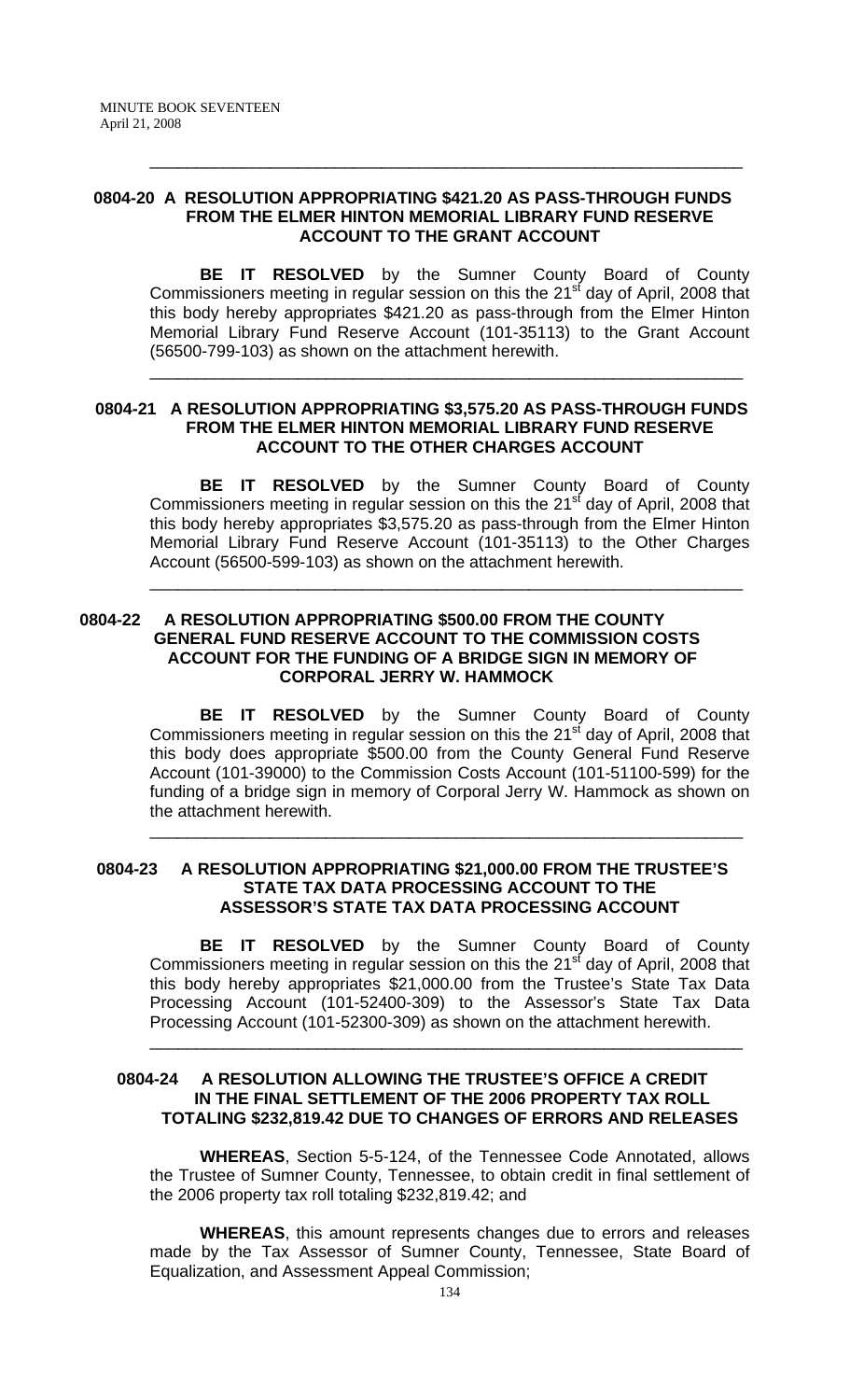---

**0804-20 A RESOLUTION APPROPRIATING $421.20 AS PASS-THROUGH FUNDS FROM THE ELMER HINTON MEMORIAL LIBRARY FUND RESERVE ACCOUNT TO THE GRANT ACCOUNT**

**BE IT RESOLVED** by the Sumner County Board of County Commissioners meeting in regular session on this the 21st day of April, 2008 that this body hereby appropriates $421.20 as pass-through from the Elmer Hinton Memorial Library Fund Reserve Account (101-35113) to the Grant Account (56500-799-103) as shown on the attachment herewith.

---

**0804-21 A RESOLUTION APPROPRIATING $3,575.20 AS PASS-THROUGH FUNDS FROM THE ELMER HINTON MEMORIAL LIBRARY FUND RESERVE ACCOUNT TO THE OTHER CHARGES ACCOUNT**

**BE IT RESOLVED** by the Sumner County Board of County Commissioners meeting in regular session on this the 21st day of April, 2008 that this body hereby appropriates $3,575.20 as pass-through from the Elmer Hinton Memorial Library Fund Reserve Account (101-35113) to the Other Charges Account (56500-599-103) as shown on the attachment herewith.

---

**0804-22 A RESOLUTION APPROPRIATING $500.00 FROM THE COUNTY GENERAL FUND RESERVE ACCOUNT TO THE COMMISSION COSTS ACCOUNT FOR THE FUNDING OF A BRIDGE SIGN IN MEMORY OF CORPORAL JERRY W. HAMMOCK**

**BE IT RESOLVED** by the Sumner County Board of County Commissioners meeting in regular session on this the 21st day of April, 2008 that this body does appropriate $500.00 from the County General Fund Reserve Account (101-39000) to the Commission Costs Account (101-51100-599) for the funding of a bridge sign in memory of Corporal Jerry W. Hammock as shown on the attachment herewith.

---

**0804-23 A RESOLUTION APPROPRIATING $21,000.00 FROM THE TRUSTEE'S STATE TAX DATA PROCESSING ACCOUNT TO THE ASSESSOR'S STATE TAX DATA PROCESSING ACCOUNT**

**BE IT RESOLVED** by the Sumner County Board of County Commissioners meeting in regular session on this the 21st day of April, 2008 that this body hereby appropriates $21,000.00 from the Trustee's State Tax Data Processing Account (101-52400-309) to the Assessor's State Tax Data Processing Account (101-52300-309) as shown on the attachment herewith.

---

**0804-24 A RESOLUTION ALLOWING THE TRUSTEE'S OFFICE A CREDIT IN THE FINAL SETTLEMENT OF THE 2006 PROPERTY TAX ROLL TOTALING $232,819.42 DUE TO CHANGES OF ERRORS AND RELEASES**

**WHEREAS**, Section 5-5-124, of the Tennessee Code Annotated, allows the Trustee of Sumner County, Tennessee, to obtain credit in final settlement of the 2006 property tax roll totaling $232,819.42; and

**WHEREAS**, this amount represents changes due to errors and releases made by the Tax Assessor of Sumner County, Tennessee, State Board of Equalization, and Assessment Appeal Commission;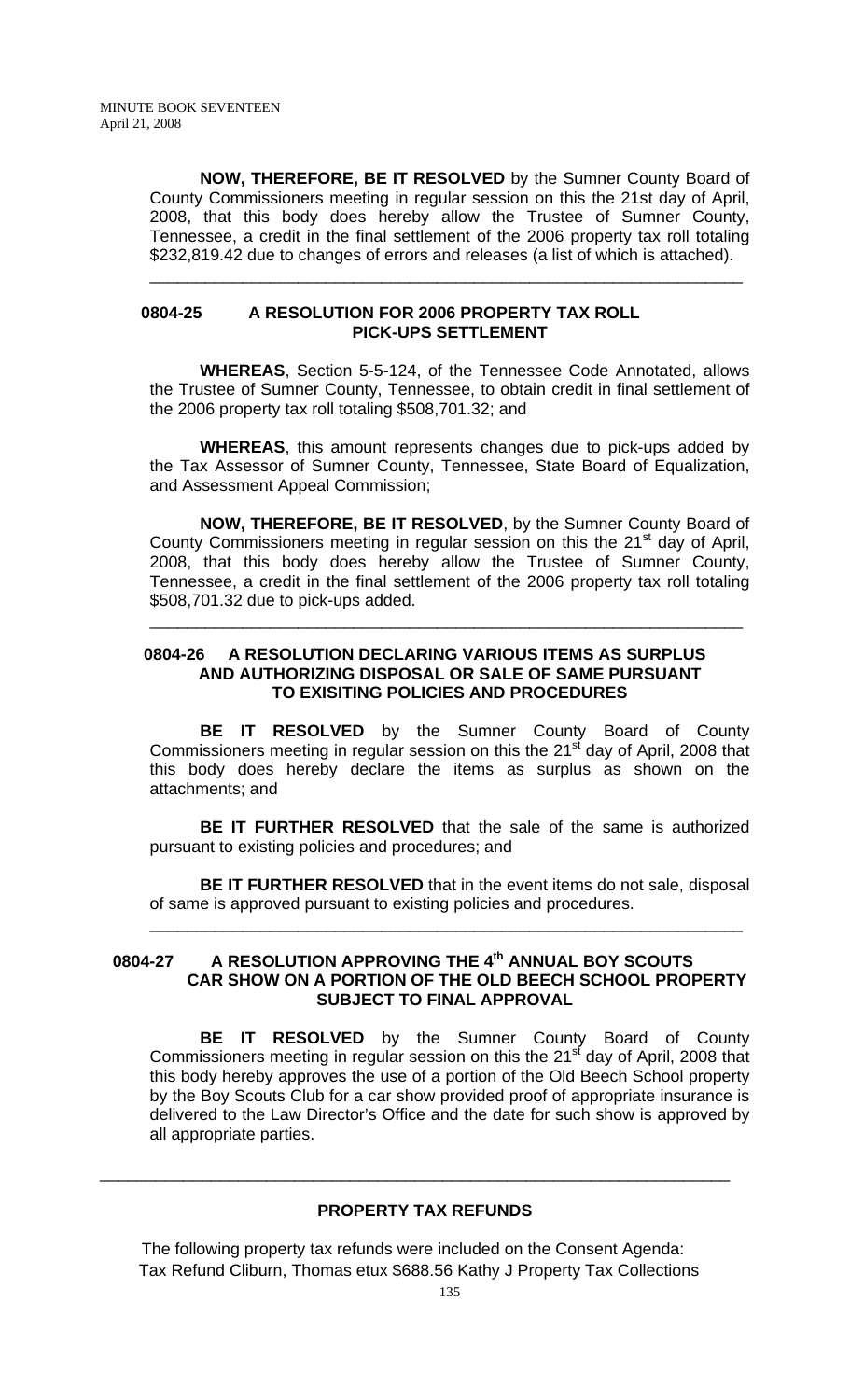**NOW, THEREFORE, BE IT RESOLVED** by the Sumner County Board of County Commissioners meeting in regular session on this the 21st day of April, 2008, that this body does hereby allow the Trustee of Sumner County, Tennessee, a credit in the final settlement of the 2006 property tax roll totaling $232,819.42 due to changes of errors and releases (a list of which is attached).

---

**0804-25 A RESOLUTION FOR 2006 PROPERTY TAX ROLL PICK-UPS SETTLEMENT**

**WHEREAS**, Section 5-5-124, of the Tennessee Code Annotated, allows the Trustee of Sumner County, Tennessee, to obtain credit in final settlement of the 2006 property tax roll totaling $508,701.32; and

**WHEREAS**, this amount represents changes due to pick-ups added by the Tax Assessor of Sumner County, Tennessee, State Board of Equalization, and Assessment Appeal Commission;

**NOW, THEREFORE, BE IT RESOLVED**, by the Sumner County Board of County Commissioners meeting in regular session on this the 21st day of April, 2008, that this body does hereby allow the Trustee of Sumner County, Tennessee, a credit in the final settlement of the 2006 property tax roll totaling $508,701.32 due to pick-ups added.

---

**0804-26 A RESOLUTION DECLARING VARIOUS ITEMS AS SURPLUS AND AUTHORIZING DISPOSAL OR SALE OF SAME PURSUANT TO EXISITING POLICIES AND PROCEDURES**

**BE IT RESOLVED** by the Sumner County Board of County Commissioners meeting in regular session on this the 21st day of April, 2008 that this body does hereby declare the items as surplus as shown on the attachments; and

**BE IT FURTHER RESOLVED** that the sale of the same is authorized pursuant to existing policies and procedures; and

**BE IT FURTHER RESOLVED** that in the event items do not sale, disposal of same is approved pursuant to existing policies and procedures.

---

**0804-27 A RESOLUTION APPROVING THE 4th ANNUAL BOY SCOUTS CAR SHOW ON A PORTION OF THE OLD BEECH SCHOOL PROPERTY SUBJECT TO FINAL APPROVAL**

**BE IT RESOLVED** by the Sumner County Board of County Commissioners meeting in regular session on this the 21st day of April, 2008 that this body hereby approves the use of a portion of the Old Beech School property by the Boy Scouts Club for a car show provided proof of appropriate insurance is delivered to the Law Director's Office and the date for such show is approved by all appropriate parties.

---

**PROPERTY TAX REFUNDS**

The following property tax refunds were included on the Consent Agenda:
Tax Refund Cliburn, Thomas etux $688.56 Kathy J Property Tax Collections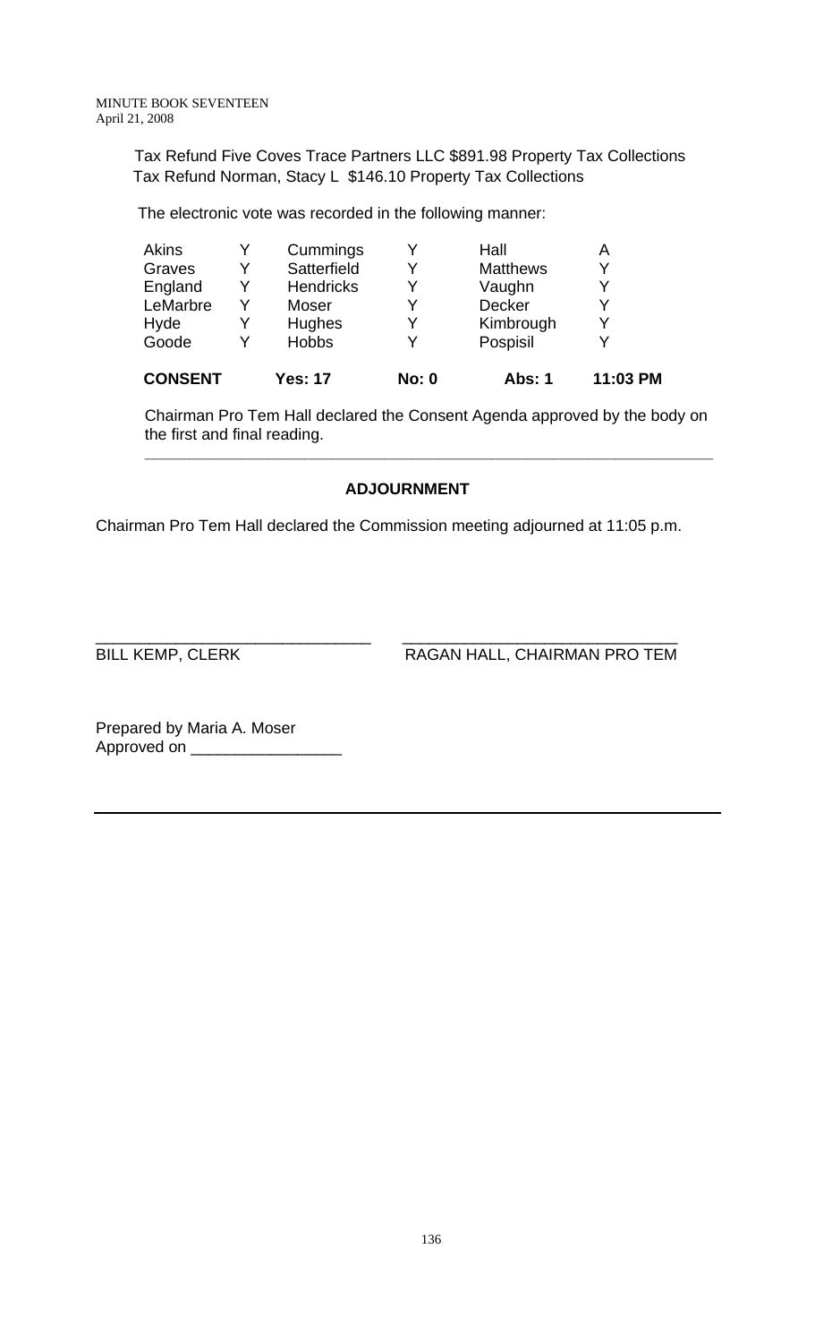Tax Refund Five Coves Trace Partners LLC $891.98 Property Tax Collections
Tax Refund Norman, Stacy L $146.10 Property Tax Collections

The electronic vote was recorded in the following manner:

| | | | | | |
|---|---|---|---|---|---|
| Akins | Y | Cummings | Y | Hall | A |
| Graves | Y | Satterfield | Y | Matthews | Y |
| England | Y | Hendricks | Y | Vaughn | Y |
| LeMarbre | Y | Moser | Y | Decker | Y |
| Hyde | Y | Hughes | Y | Kimbrough | Y |
| Goode | Y | Hobbs | Y | Pospisil | Y |
| **CONSENT** | | **Yes: 17** | **No: 0** | **Abs: 1** | **11:03 PM** |

Chairman Pro Tem Hall declared the Consent Agenda approved by the body on the first and final reading.

---

## ADJOURNMENT

Chairman Pro Tem Hall declared the Commission meeting adjourned at 11:05 p.m.

_______________________________ _______________________________
BILL KEMP, CLERK RAGAN HALL, CHAIRMAN PRO TEM

Prepared by Maria A. Moser
Approved on ________________